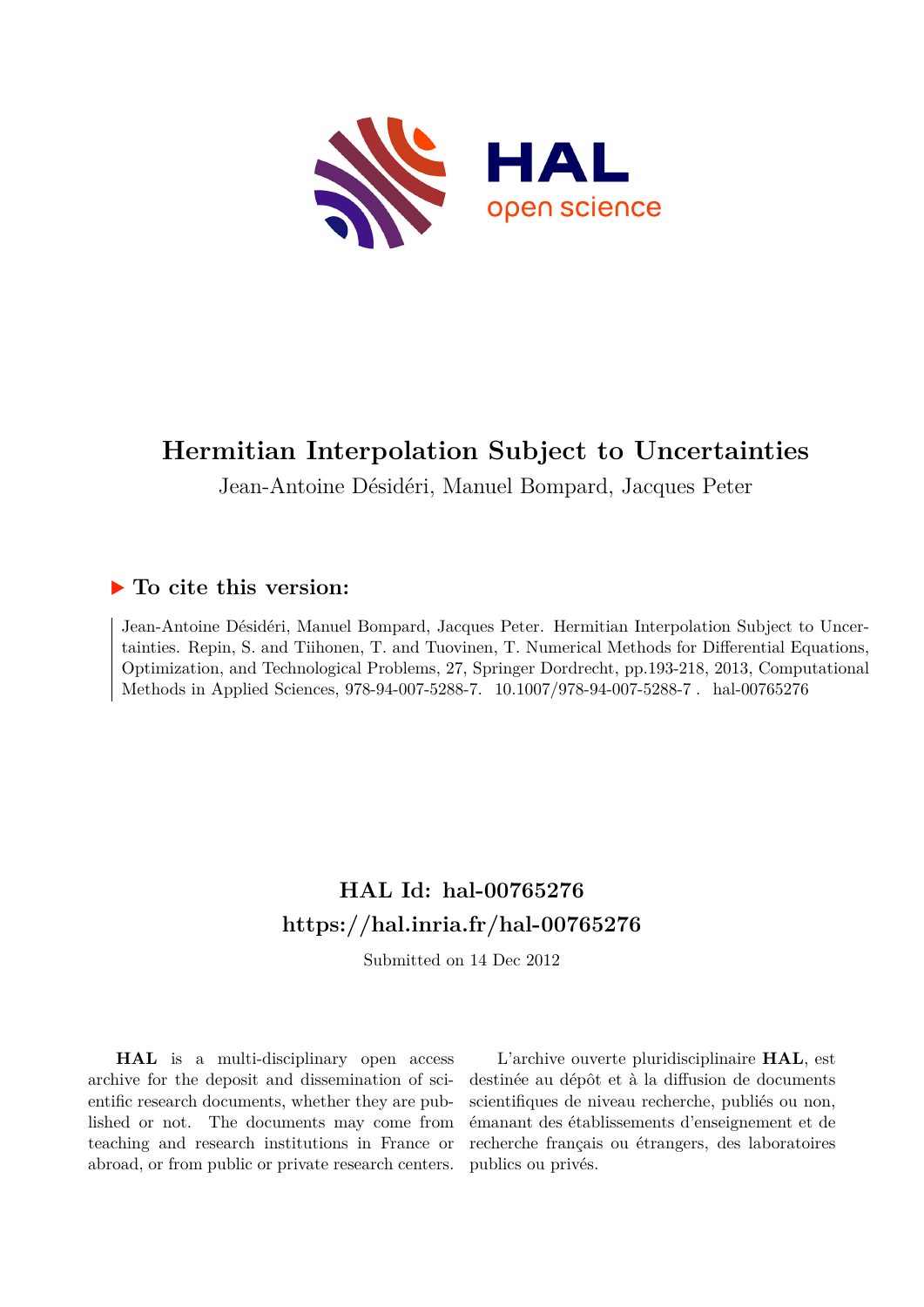# Hermitian Interpolation Subject to Uncertainties

Jean-Antoine Désidéri, Manuel Bompard, Jacques Peter

## ▶ To cite this version:

Jean-Antoine Désidéri, Manuel Bompard, Jacques Peter. Hermitian Interpolation Subject to Uncertainties. Repin, S. and Tiihonen, T. and Tuovinen, T. Numerical Methods for Differential Equations, Optimization, and Technological Problems, 27, Springer Dordrecht, pp.193-218, 2013, Computational Methods in Applied Sciences, 978-94-007-5288-7. 10.1007/978-94-007-5288-7 . hal-00765276

## HAL Id: hal-00765276
## https://hal.inria.fr/hal-00765276

Submitted on 14 Dec 2012

**HAL** is a multi-disciplinary open access archive for the deposit and dissemination of scientific research documents, whether they are published or not. The documents may come from teaching and research institutions in France or abroad, or from public or private research centers.

L'archive ouverte pluridisciplinaire **HAL**, est destinée au dépôt et à la diffusion de documents scientifiques de niveau recherche, publiés ou non, émanant des établissements d'enseignement et de recherche français ou étrangers, des laboratoires publics ou privés.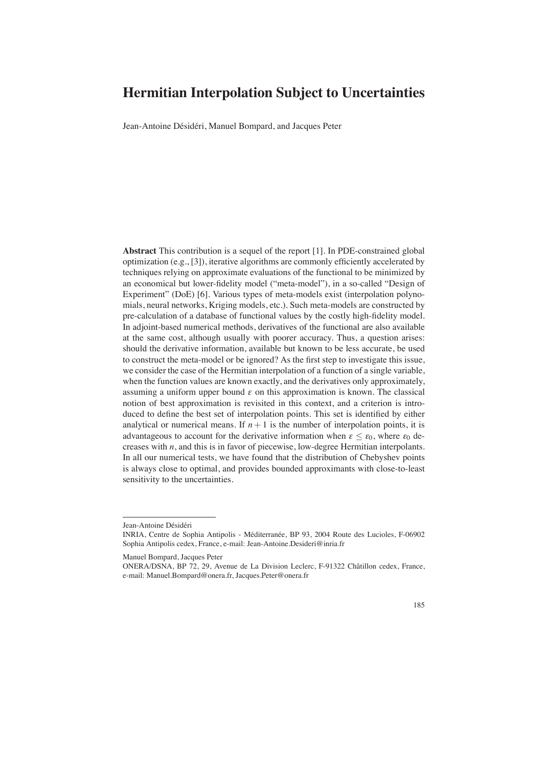# Hermitian Interpolation Subject to Uncertainties

Jean-Antoine Désidéri, Manuel Bompard, and Jacques Peter

**Abstract** This contribution is a sequel of the report [1]. In PDE-constrained global optimization (e.g., [3]), iterative algorithms are commonly efficiently accelerated by techniques relying on approximate evaluations of the functional to be minimized by an economical but lower-fidelity model ("meta-model"), in a so-called "Design of Experiment" (DoE) [6]. Various types of meta-models exist (interpolation polynomials, neural networks, Kriging models, etc.). Such meta-models are constructed by pre-calculation of a database of functional values by the costly high-fidelity model. In adjoint-based numerical methods, derivatives of the functional are also available at the same cost, although usually with poorer accuracy. Thus, a question arises: should the derivative information, available but known to be less accurate, be used to construct the meta-model or be ignored? As the first step to investigate this issue, we consider the case of the Hermitian interpolation of a function of a single variable, when the function values are known exactly, and the derivatives only approximately, assuming a uniform upper bound $\varepsilon$ on this approximation is known. The classical notion of best approximation is revisited in this context, and a criterion is introduced to define the best set of interpolation points. This set is identified by either analytical or numerical means. If $n+1$ is the number of interpolation points, it is advantageous to account for the derivative information when $\varepsilon \leq \varepsilon_0$, where $\varepsilon_0$ decreases with $n$, and this is in favor of piecewise, low-degree Hermitian interpolants. In all our numerical tests, we have found that the distribution of Chebyshev points is always close to optimal, and provides bounded approximants with close-to-least sensitivity to the uncertainties.

---

Jean-Antoine Désidéri
INRIA, Centre de Sophia Antipolis - Méditerranée, BP 93, 2004 Route des Lucioles, F-06902 Sophia Antipolis cedex, France, e-mail: Jean-Antoine.Desideri@inria.fr

Manuel Bompard, Jacques Peter
ONERA/DSNA, BP 72, 29, Avenue de La Division Leclerc, F-91322 Châtillon cedex, France, e-mail: Manuel.Bompard@onera.fr, Jacques.Peter@onera.fr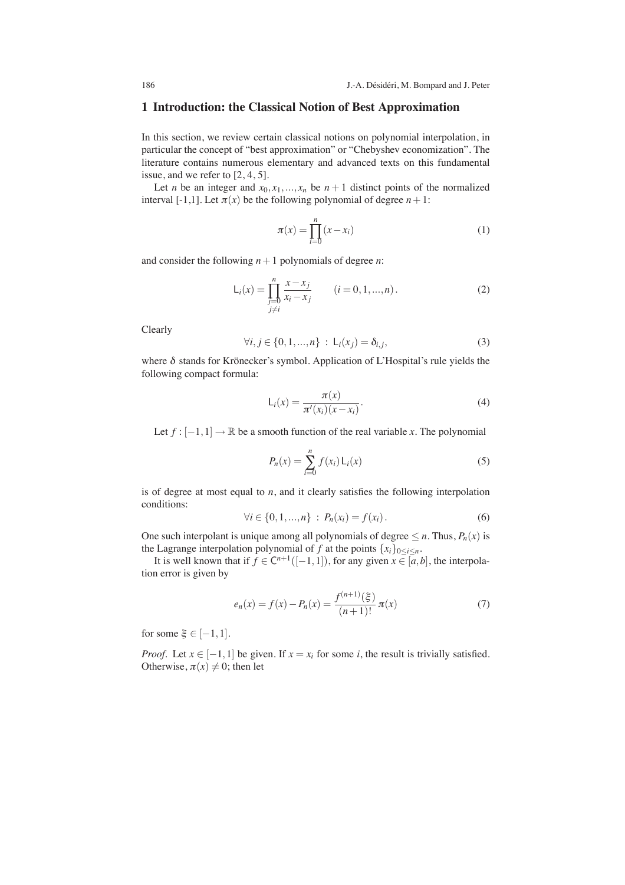## 1 Introduction: the Classical Notion of Best Approximation

In this section, we review certain classical notions on polynomial interpolation, in particular the concept of "best approximation" or "Chebyshev economization". The literature contains numerous elementary and advanced texts on this fundamental issue, and we refer to [2, 4, 5].

Let $n$ be an integer and $x_0, x_1, ..., x_n$ be $n+1$ distinct points of the normalized interval [-1,1]. Let $\pi(x)$ be the following polynomial of degree $n+1$:

$$\pi(x) = \prod_{i=0}^{n} (x - x_i) \tag{1}$$

and consider the following $n+1$ polynomials of degree $n$:

$$\mathsf{L}_i(x) = \prod_{\substack{j=0 \\ j \neq i}}^{n} \frac{x - x_j}{x_i - x_j} \qquad (i = 0, 1, ..., n). \tag{2}$$

Clearly

$$\forall i, j \in \{0, 1, ..., n\} \; : \; \mathsf{L}_i(x_j) = \delta_{i,j}, \tag{3}$$

where $\delta$ stands for Krönecker's symbol. Application of L'Hospital's rule yields the following compact formula:

$$\mathsf{L}_i(x) = \frac{\pi(x)}{\pi'(x_i)(x - x_i)}. \tag{4}$$

Let $f : [-1, 1] \to \mathbb{R}$ be a smooth function of the real variable $x$. The polynomial

$$P_n(x) = \sum_{i=0}^{n} f(x_i) \, \mathsf{L}_i(x) \tag{5}$$

is of degree at most equal to $n$, and it clearly satisfies the following interpolation conditions:

$$\forall i \in \{0, 1, ..., n\} \; : \; P_n(x_i) = f(x_i). \tag{6}$$

One such interpolant is unique among all polynomials of degree $\leq n$. Thus, $P_n(x)$ is the Lagrange interpolation polynomial of $f$ at the points $\{x_i\}_{0 \leq i \leq n}$.

It is well known that if $f \in C^{n+1}([-1, 1])$, for any given $x \in [a, b]$, the interpolation error is given by

$$e_n(x) = f(x) - P_n(x) = \frac{f^{(n+1)}(\xi)}{(n+1)!} \, \pi(x) \tag{7}$$

for some $\xi \in [-1, 1]$.

*Proof*. Let $x \in [-1, 1]$ be given. If $x = x_i$ for some $i$, the result is trivially satisfied. Otherwise, $\pi(x) \neq 0$; then let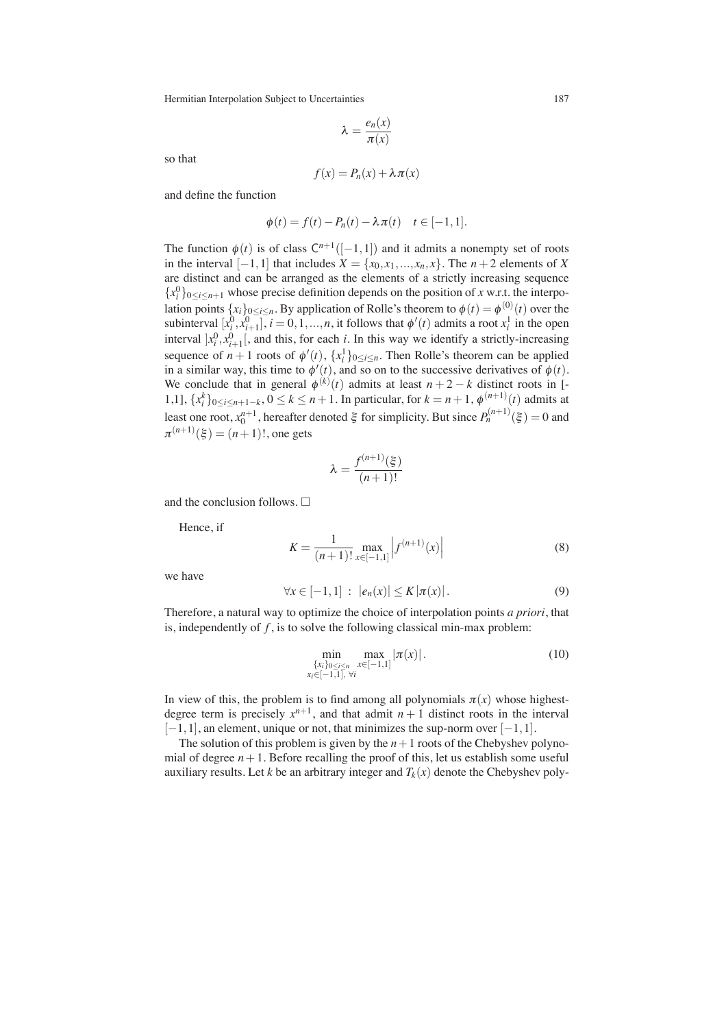$$\lambda = \frac{e_n(x)}{\pi(x)}$$

so that

$$f(x) = P_n(x) + \lambda \pi(x)$$

and define the function

$$\phi(t) = f(t) - P_n(t) - \lambda \pi(t) \quad t \in [-1, 1].$$

The function $\phi(t)$ is of class $\mathsf{C}^{n+1}([-1,1])$ and it admits a nonempty set of roots in the interval $[-1,1]$ that includes $X = \{x_0, x_1, ..., x_n, x\}$. The $n+2$ elements of $X$ are distinct and can be arranged as the elements of a strictly increasing sequence $\{x_i^0\}_{0 \le i \le n+1}$ whose precise definition depends on the position of $x$ w.r.t. the interpolation points $\{x_i\}_{0 \le i \le n}$. By application of Rolle's theorem to $\phi(t) = \phi^{(0)}(t)$ over the subinterval $[x_i^0, x_{i+1}^0]$, $i = 0, 1, ..., n$, it follows that $\phi'(t)$ admits a root $x_i^1$ in the open interval $]x_i^0, x_{i+1}^0[$, and this, for each $i$. In this way we identify a strictly-increasing sequence of $n+1$ roots of $\phi'(t)$, $\{x_i^1\}_{0 \le i \le n}$. Then Rolle's theorem can be applied in a similar way, this time to $\phi'(t)$, and so on to the successive derivatives of $\phi(t)$. We conclude that in general $\phi^{(k)}(t)$ admits at least $n+2-k$ distinct roots in [-1,1], $\{x_i^k\}_{0 \le i \le n+1-k}$, $0 \le k \le n+1$. In particular, for $k = n+1$, $\phi^{(n+1)}(t)$ admits at least one root, $x_0^{n+1}$, hereafter denoted $\xi$ for simplicity. But since $P_n^{(n+1)}(\xi) = 0$ and $\pi^{(n+1)}(\xi) = (n+1)!$, one gets

$$\lambda = \frac{f^{(n+1)}(\xi)}{(n+1)!}$$

and the conclusion follows. □

Hence, if

$$K = \frac{1}{(n+1)!} \max_{x \in [-1,1]} \left| f^{(n+1)}(x) \right| \tag{8}$$

we have

$$\forall x \in [-1,1] \ : \ |e_n(x)| \le K \, |\pi(x)| \, . \tag{9}$$

Therefore, a natural way to optimize the choice of interpolation points *a priori*, that is, independently of $f$, is to solve the following classical min-max problem:

$$\min_{\substack{\{x_i\}_{0 \le i \le n} \\ x_i \in [-1,1], \ \forall i}} \ \max_{x \in [-1,1]} |\pi(x)| \, . \tag{10}$$

In view of this, the problem is to find among all polynomials $\pi(x)$ whose highest-degree term is precisely $x^{n+1}$, and that admit $n+1$ distinct roots in the interval $[-1,1]$, an element, unique or not, that minimizes the sup-norm over $[-1,1]$.

The solution of this problem is given by the $n+1$ roots of the Chebyshev polynomial of degree $n+1$. Before recalling the proof of this, let us establish some useful auxiliary results. Let $k$ be an arbitrary integer and $T_k(x)$ denote the Chebyshev poly-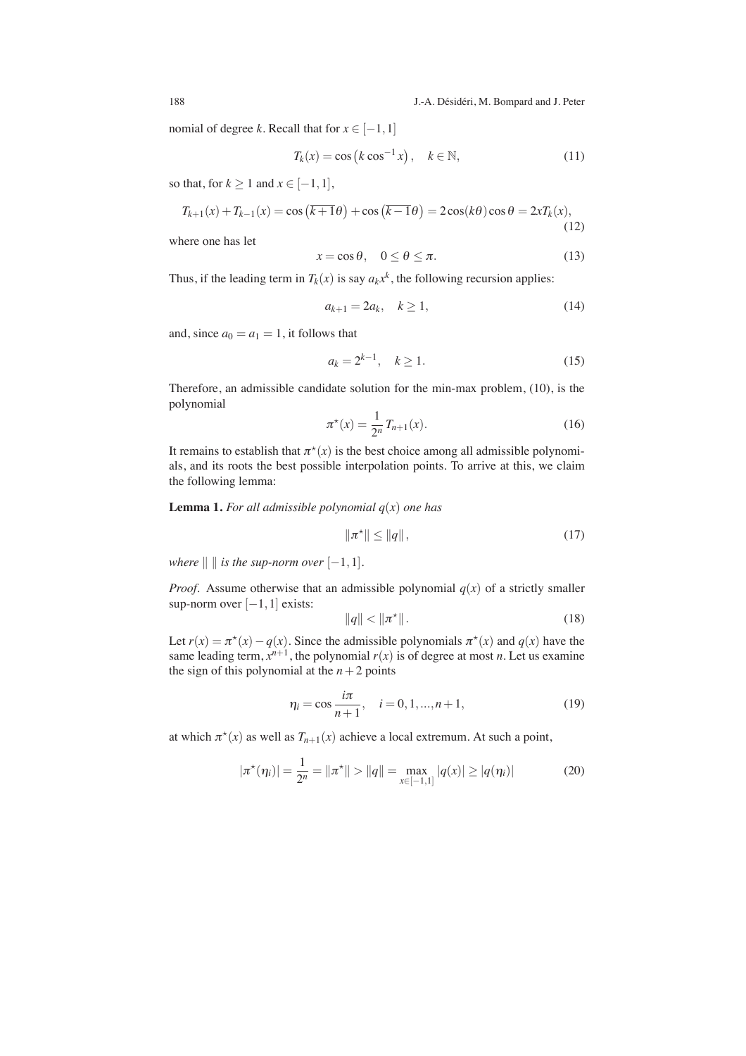nomial of degree $k$. Recall that for $x \in [-1,1]$

$$T_k(x) = \cos\left(k \cos^{-1} x\right), \quad k \in \mathbb{N}, \tag{11}$$

so that, for $k \geq 1$ and $x \in [-1,1]$,

$$T_{k+1}(x) + T_{k-1}(x) = \cos\left(\overline{k+1}\theta\right) + \cos\left(\overline{k-1}\theta\right) = 2\cos(k\theta)\cos\theta = 2xT_k(x), \tag{12}$$

where one has let

$$x = \cos\theta, \quad 0 \leq \theta \leq \pi. \tag{13}$$

Thus, if the leading term in $T_k(x)$ is say $a_k x^k$, the following recursion applies:

$$a_{k+1} = 2a_k, \quad k \geq 1, \tag{14}$$

and, since $a_0 = a_1 = 1$, it follows that

$$a_k = 2^{k-1}, \quad k \geq 1. \tag{15}$$

Therefore, an admissible candidate solution for the min-max problem, (10), is the polynomial

$$\pi^\star(x) = \frac{1}{2^n} T_{n+1}(x). \tag{16}$$

It remains to establish that $\pi^\star(x)$ is the best choice among all admissible polynomials, and its roots the best possible interpolation points. To arrive at this, we claim the following lemma:

**Lemma 1.** *For all admissible polynomial $q(x)$ one has*

$$\|\pi^\star\| \leq \|q\|, \tag{17}$$

*where $\| \, \|$ is the sup-norm over $[-1,1]$.*

*Proof.* Assume otherwise that an admissible polynomial $q(x)$ of a strictly smaller sup-norm over $[-1,1]$ exists:

$$\|q\| < \|\pi^\star\|. \tag{18}$$

Let $r(x) = \pi^\star(x) - q(x)$. Since the admissible polynomials $\pi^\star(x)$ and $q(x)$ have the same leading term, $x^{n+1}$, the polynomial $r(x)$ is of degree at most $n$. Let us examine the sign of this polynomial at the $n+2$ points

$$\eta_i = \cos\frac{i\pi}{n+1}, \quad i = 0,1,...,n+1, \tag{19}$$

at which $\pi^\star(x)$ as well as $T_{n+1}(x)$ achieve a local extremum. At such a point,

$$|\pi^\star(\eta_i)| = \frac{1}{2^n} = \|\pi^\star\| > \|q\| = \max_{x\in[-1,1]} |q(x)| \geq |q(\eta_i)| \tag{20}$$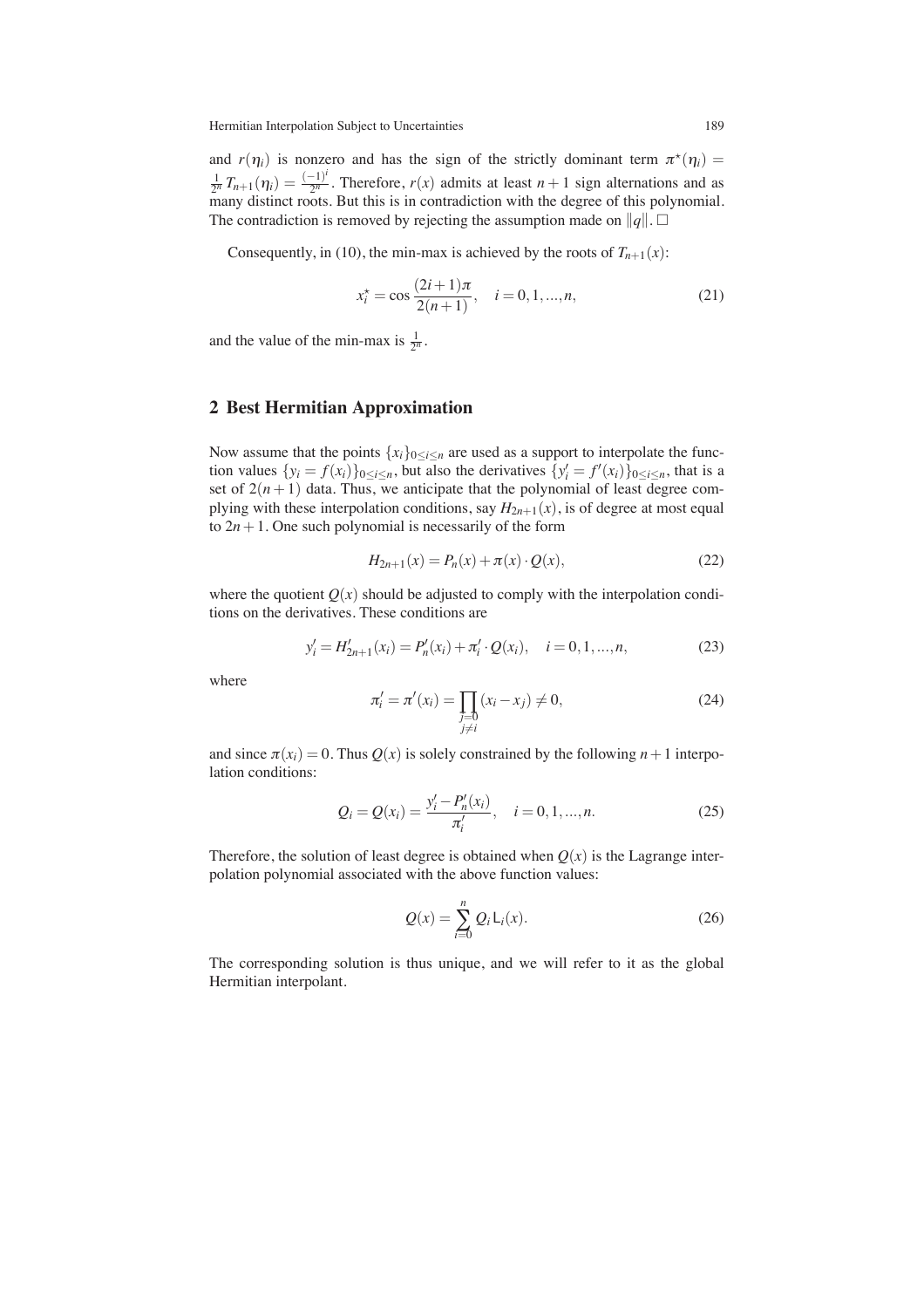and $r(\eta_i)$ is nonzero and has the sign of the strictly dominant term $\pi^\star(\eta_i) = \frac{1}{2^n} T_{n+1}(\eta_i) = \frac{(-1)^i}{2^n}$. Therefore, $r(x)$ admits at least $n+1$ sign alternations and as many distinct roots. But this is in contradiction with the degree of this polynomial. The contradiction is removed by rejecting the assumption made on $\|q\|$. □

Consequently, in (10), the min-max is achieved by the roots of $T_{n+1}(x)$:

$$x_i^\star = \cos\frac{(2i+1)\pi}{2(n+1)}, \quad i = 0, 1, ..., n, \tag{21}$$

and the value of the min-max is $\frac{1}{2^n}$.

## 2 Best Hermitian Approximation

Now assume that the points $\{x_i\}_{0\le i\le n}$ are used as a support to interpolate the function values $\{y_i = f(x_i)\}_{0\le i\le n}$, but also the derivatives $\{y_i' = f'(x_i)\}_{0\le i\le n}$, that is a set of $2(n+1)$ data. Thus, we anticipate that the polynomial of least degree complying with these interpolation conditions, say $H_{2n+1}(x)$, is of degree at most equal to $2n+1$. One such polynomial is necessarily of the form

$$H_{2n+1}(x) = P_n(x) + \pi(x)\cdot Q(x), \tag{22}$$

where the quotient $Q(x)$ should be adjusted to comply with the interpolation conditions on the derivatives. These conditions are

$$y_i' = H_{2n+1}'(x_i) = P_n'(x_i) + \pi_i'\cdot Q(x_i), \quad i = 0, 1, ..., n, \tag{23}$$

where

$$\pi_i' = \pi'(x_i) = \prod_{\substack{j=0\\ j\ne i}} (x_i - x_j) \ne 0, \tag{24}$$

and since $\pi(x_i) = 0$. Thus $Q(x)$ is solely constrained by the following $n+1$ interpolation conditions:

$$Q_i = Q(x_i) = \frac{y_i' - P_n'(x_i)}{\pi_i'}, \quad i = 0, 1, ..., n. \tag{25}$$

Therefore, the solution of least degree is obtained when $Q(x)$ is the Lagrange interpolation polynomial associated with the above function values:

$$Q(x) = \sum_{i=0}^{n} Q_i \mathsf{L}_i(x). \tag{26}$$

The corresponding solution is thus unique, and we will refer to it as the global Hermitian interpolant.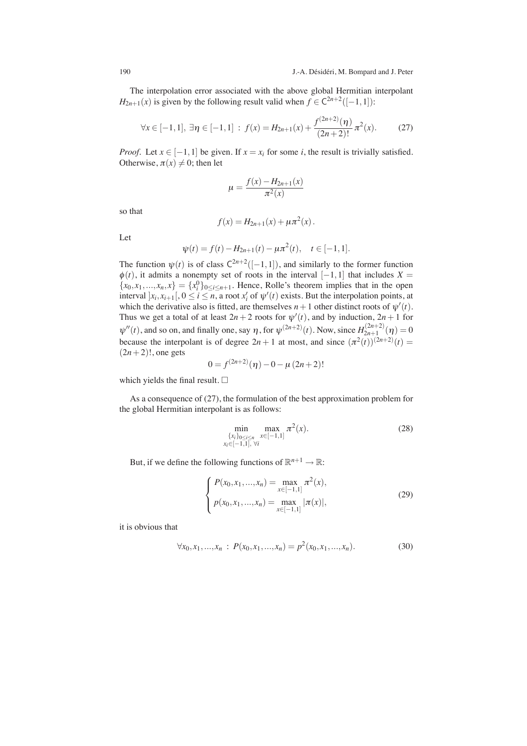The interpolation error associated with the above global Hermitian interpolant $H_{2n+1}(x)$ is given by the following result valid when $f \in \mathsf{C}^{2n+2}([-1,1])$:

$$\forall x \in [-1,1],\ \exists \eta \in [-1,1]\ :\ f(x) = H_{2n+1}(x) + \frac{f^{(2n+2)}(\eta)}{(2n+2)!}\,\pi^2(x). \tag{27}$$

*Proof.* Let $x \in [-1,1]$ be given. If $x = x_i$ for some $i$, the result is trivially satisfied. Otherwise, $\pi(x) \neq 0$; then let

$$\mu = \frac{f(x) - H_{2n+1}(x)}{\pi^2(x)}$$

so that

$$f(x) = H_{2n+1}(x) + \mu \pi^2(x)\,.$$

Let

$$\psi(t) = f(t) - H_{2n+1}(t) - \mu \pi^2(t), \quad t \in [-1,1].$$

The function $\psi(t)$ is of class $\mathsf{C}^{2n+2}([-1,1])$, and similarly to the former function $\phi(t)$, it admits a nonempty set of roots in the interval $[-1,1]$ that includes $X = \{x_0, x_1, ..., x_n, x\} = \{x_i^0\}_{0 \le i \le n+1}$. Hence, Rolle's theorem implies that in the open interval $]x_i, x_{i+1}[,\ 0 \le i \le n$, a root $x_i'$ of $\psi'(t)$ exists. But the interpolation points, at which the derivative also is fitted, are themselves $n+1$ other distinct roots of $\psi'(t)$. Thus we get a total of at least $2n+2$ roots for $\psi'(t)$, and by induction, $2n+1$ for $\psi''(t)$, and so on, and finally one, say $\eta$, for $\psi^{(2n+2)}(t)$. Now, since $H_{2n+1}^{(2n+2)}(\eta) = 0$ because the interpolant is of degree $2n+1$ at most, and since $(\pi^2(t))^{(2n+2)}(t) = (2n+2)!$, one gets

$$0 = f^{(2n+2)}(\eta) - 0 - \mu\,(2n+2)!$$

which yields the final result. $\square$

As a consequence of (27), the formulation of the best approximation problem for the global Hermitian interpolant is as follows:

$$\min_{\substack{\{x_i\}_{0 \le i \le n} \\ x_i \in [-1,1],\ \forall i}} \ \max_{x \in [-1,1]} \pi^2(x). \tag{28}$$

But, if we define the following functions of $\mathbb{R}^{n+1} \to \mathbb{R}$:

$$\begin{cases} P(x_0, x_1, ..., x_n) = \displaystyle\max_{x \in [-1,1]} \pi^2(x), \\ p(x_0, x_1, ..., x_n) = \displaystyle\max_{x \in [-1,1]} |\pi(x)|, \end{cases} \tag{29}$$

it is obvious that

$$\forall x_0, x_1, ..., x_n\ :\ P(x_0, x_1, ..., x_n) = p^2(x_0, x_1, ..., x_n). \tag{30}$$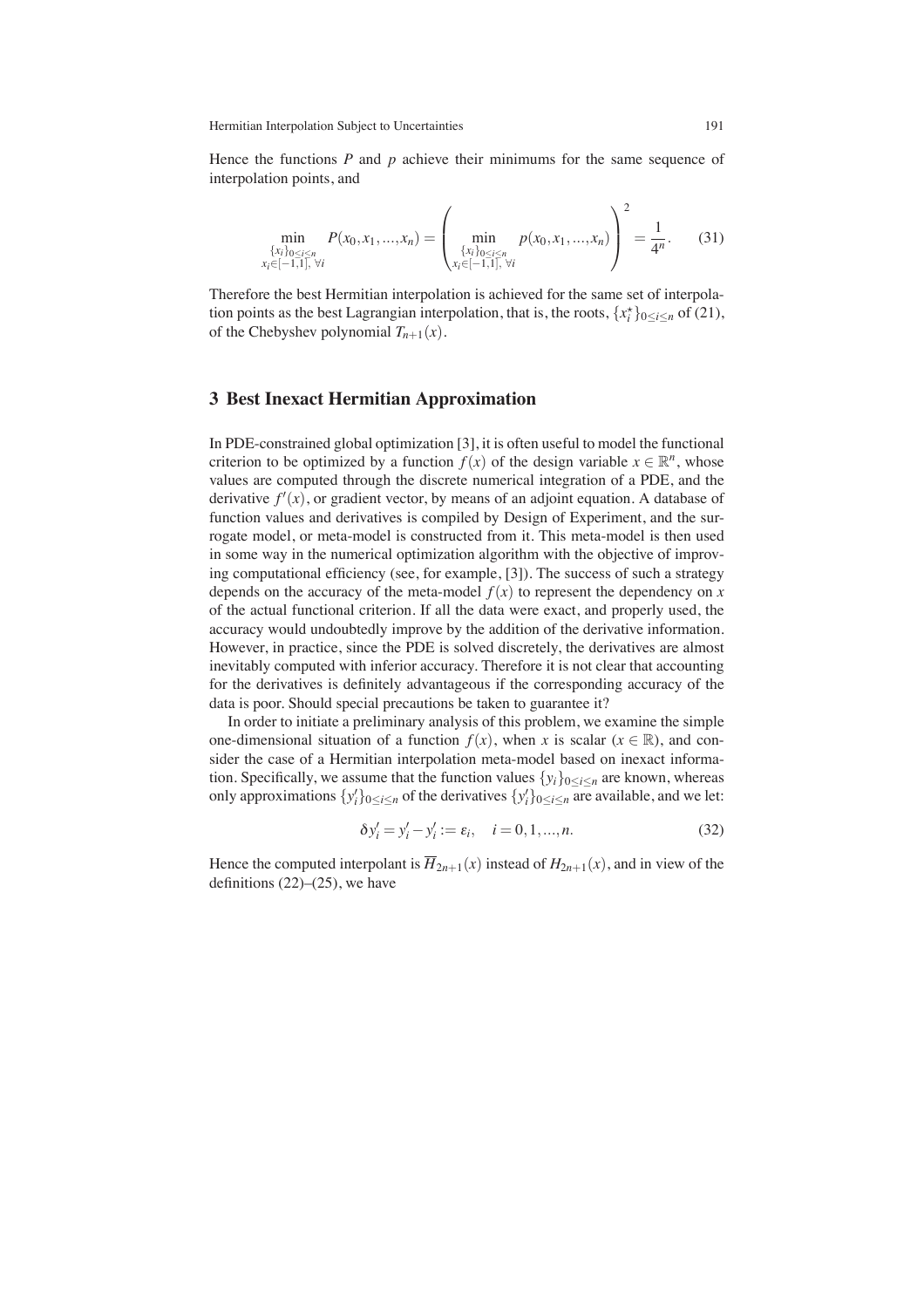Hence the functions $P$ and $p$ achieve their minimums for the same sequence of interpolation points, and

$$
\min_{\substack{\{x_i\}_{0 \le i \le n} \\ x_i \in [-1,1],\ \forall i}} P(x_0, x_1, ..., x_n) = \left( \min_{\substack{\{x_i\}_{0 \le i \le n} \\ x_i \in [-1,1],\ \forall i}} p(x_0, x_1, ..., x_n) \right)^2 = \frac{1}{4^n}. \tag{31}
$$

Therefore the best Hermitian interpolation is achieved for the same set of interpolation points as the best Lagrangian interpolation, that is, the roots, $\{x_i^\star\}_{0 \le i \le n}$ of (21), of the Chebyshev polynomial $T_{n+1}(x)$.

## 3 Best Inexact Hermitian Approximation

In PDE-constrained global optimization [3], it is often useful to model the functional criterion to be optimized by a function $f(x)$ of the design variable $x \in \mathbb{R}^n$, whose values are computed through the discrete numerical integration of a PDE, and the derivative $f'(x)$, or gradient vector, by means of an adjoint equation. A database of function values and derivatives is compiled by Design of Experiment, and the surrogate model, or meta-model is constructed from it. This meta-model is then used in some way in the numerical optimization algorithm with the objective of improving computational efficiency (see, for example, [3]). The success of such a strategy depends on the accuracy of the meta-model $f(x)$ to represent the dependency on $x$ of the actual functional criterion. If all the data were exact, and properly used, the accuracy would undoubtedly improve by the addition of the derivative information. However, in practice, since the PDE is solved discretely, the derivatives are almost inevitably computed with inferior accuracy. Therefore it is not clear that accounting for the derivatives is definitely advantageous if the corresponding accuracy of the data is poor. Should special precautions be taken to guarantee it?

In order to initiate a preliminary analysis of this problem, we examine the simple one-dimensional situation of a function $f(x)$, when $x$ is scalar ($x \in \mathbb{R}$), and consider the case of a Hermitian interpolation meta-model based on inexact information. Specifically, we assume that the function values $\{y_i\}_{0 \le i \le n}$ are known, whereas only approximations $\{\bar{y}'_i\}_{0 \le i \le n}$ of the derivatives $\{y'_i\}_{0 \le i \le n}$ are available, and we let:

$$
\delta y'_i = \bar{y}'_i - y'_i := \varepsilon_i, \quad i = 0, 1, ..., n. \tag{32}
$$

Hence the computed interpolant is $\overline{H}_{2n+1}(x)$ instead of $H_{2n+1}(x)$, and in view of the definitions (22)–(25), we have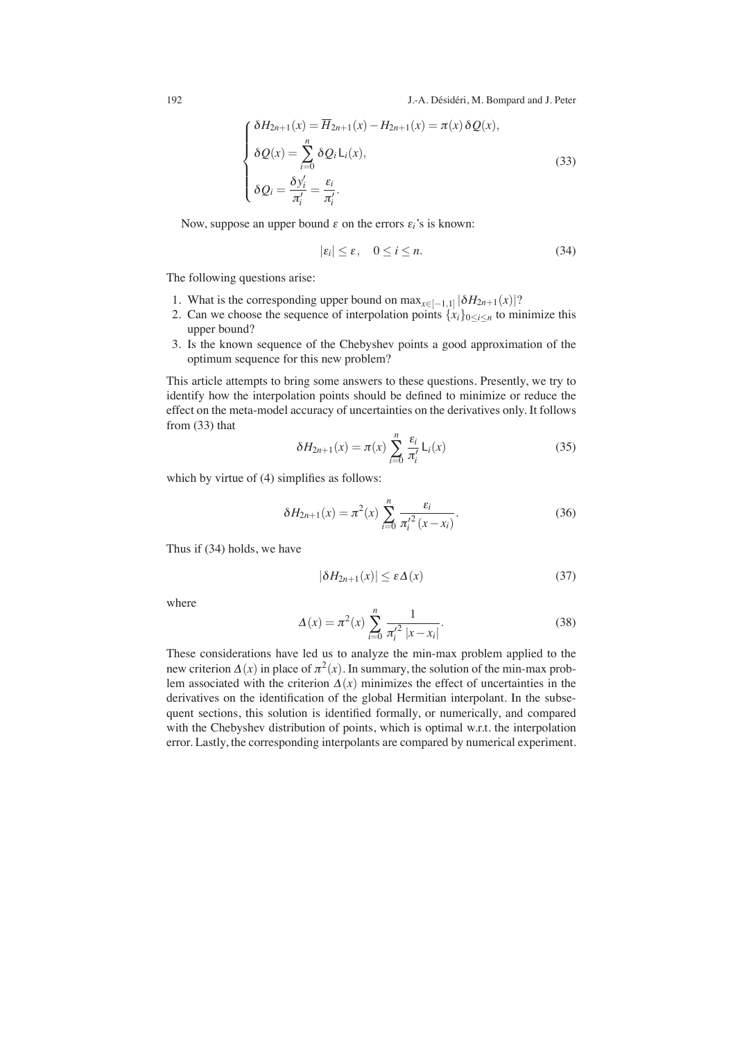$$
\begin{cases}
\delta H_{2n+1}(x) = \overline{H}_{2n+1}(x) - H_{2n+1}(x) = \pi(x)\,\delta Q(x), \\
\delta Q(x) = \displaystyle\sum_{i=0}^{n} \delta Q_i \, \mathsf{L}_i(x), \\
\delta Q_i = \dfrac{\delta y'_i}{\pi'_i} = \dfrac{\varepsilon_i}{\pi'_i}.
\end{cases}
\tag{33}
$$

Now, suppose an upper bound $\varepsilon$ on the errors $\varepsilon_i$'s is known:

$$
|\varepsilon_i| \leq \varepsilon, \quad 0 \leq i \leq n. \tag{34}
$$

The following questions arise:

1. What is the corresponding upper bound on $\max_{x\in[-1,1]} |\delta H_{2n+1}(x)|$?
2. Can we choose the sequence of interpolation points $\{x_i\}_{0\leq i\leq n}$ to minimize this upper bound?
3. Is the known sequence of the Chebyshev points a good approximation of the optimum sequence for this new problem?

This article attempts to bring some answers to these questions. Presently, we try to identify how the interpolation points should be defined to minimize or reduce the effect on the meta-model accuracy of uncertainties on the derivatives only. It follows from (33) that

$$
\delta H_{2n+1}(x) = \pi(x) \sum_{i=0}^{n} \frac{\varepsilon_i}{\pi'_i} \mathsf{L}_i(x) \tag{35}
$$

which by virtue of (4) simplifies as follows:

$$
\delta H_{2n+1}(x) = \pi^2(x) \sum_{i=0}^{n} \frac{\varepsilon_i}{\pi_i'^2 \, (x - x_i)}. \tag{36}
$$

Thus if (34) holds, we have

$$
|\delta H_{2n+1}(x)| \leq \varepsilon \Delta(x) \tag{37}
$$

where

$$
\Delta(x) = \pi^2(x) \sum_{i=0}^{n} \frac{1}{\pi_i'^2 \, |x - x_i|}. \tag{38}
$$

These considerations have led us to analyze the min-max problem applied to the new criterion $\Delta(x)$ in place of $\pi^2(x)$. In summary, the solution of the min-max problem associated with the criterion $\Delta(x)$ minimizes the effect of uncertainties in the derivatives on the identification of the global Hermitian interpolant. In the subsequent sections, this solution is identified formally, or numerically, and compared with the Chebyshev distribution of points, which is optimal w.r.t. the interpolation error. Lastly, the corresponding interpolants are compared by numerical experiment.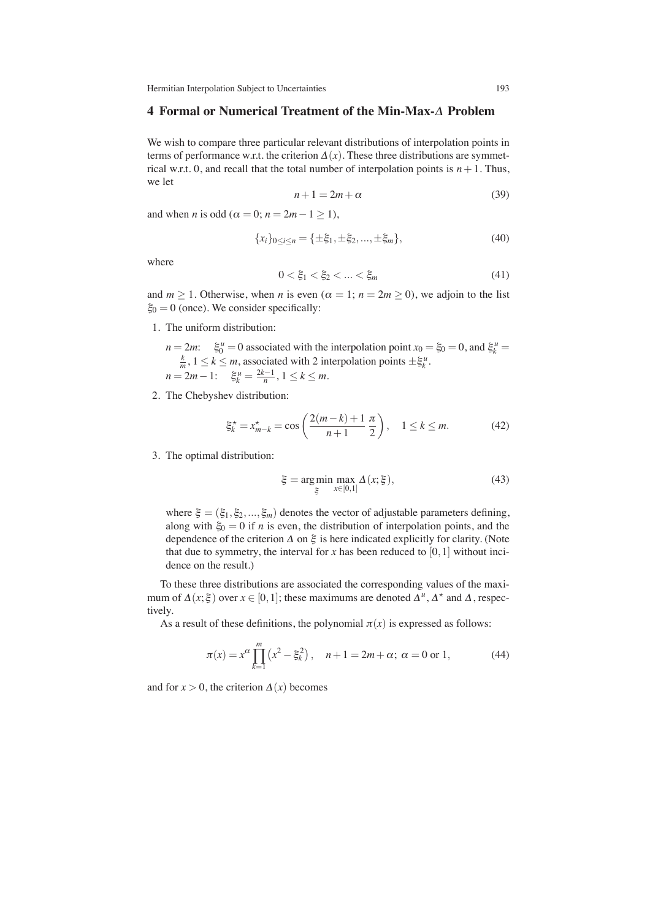## 4 Formal or Numerical Treatment of the Min-Max-$\Delta$ Problem

We wish to compare three particular relevant distributions of interpolation points in terms of performance w.r.t. the criterion $\Delta(x)$. These three distributions are symmetrical w.r.t. 0, and recall that the total number of interpolation points is $n+1$. Thus, we let

$$n+1 = 2m+\alpha \tag{39}$$

and when $n$ is odd ($\alpha = 0$; $n = 2m-1 \geq 1$),

$$\{x_i\}_{0\leq i\leq n} = \{\pm\xi_1, \pm\xi_2, ..., \pm\xi_m\}, \tag{40}$$

where

$$0 < \xi_1 < \xi_2 < ... < \xi_m \tag{41}$$

and $m \geq 1$. Otherwise, when $n$ is even ($\alpha = 1$; $n = 2m \geq 0$), we adjoin to the list $\xi_0 = 0$ (once). We consider specifically:

1. The uniform distribution:

   $n = 2m$: $\xi_0^u = 0$ associated with the interpolation point $x_0 = \xi_0 = 0$, and $\xi_k^u = \frac{k}{m}$, $1 \leq k \leq m$, associated with 2 interpolation points $\pm\xi_k^u$.
   $n = 2m-1$: $\xi_k^u = \frac{2k-1}{n}$, $1 \leq k \leq m$.

2. The Chebyshev distribution:

$$\xi_k^\star = x_{m-k}^\star = \cos\left(\frac{2(m-k)+1}{n+1}\,\frac{\pi}{2}\right), \quad 1 \leq k \leq m. \tag{42}$$

3. The optimal distribution:

$$\bar{\xi} = \arg\min_{\xi}\max_{x\in[0,1]} \Delta(x;\xi), \tag{43}$$

   where $\xi = (\xi_1, \xi_2, ..., \xi_m)$ denotes the vector of adjustable parameters defining, along with $\xi_0 = 0$ if $n$ is even, the distribution of interpolation points, and the dependence of the criterion $\Delta$ on $\xi$ is here indicated explicitly for clarity. (Note that due to symmetry, the interval for $x$ has been reduced to $[0,1]$ without incidence on the result.)

To these three distributions are associated the corresponding values of the maximum of $\Delta(x;\xi)$ over $x \in [0,1]$; these maximums are denoted $\Delta^u$, $\Delta^\star$ and $\bar{\Delta}$, respectively.

As a result of these definitions, the polynomial $\pi(x)$ is expressed as follows:

$$\pi(x) = x^\alpha \prod_{k=1}^{m}\left(x^2 - \xi_k^2\right), \quad n+1 = 2m+\alpha;\ \alpha = 0 \text{ or } 1, \tag{44}$$

and for $x > 0$, the criterion $\Delta(x)$ becomes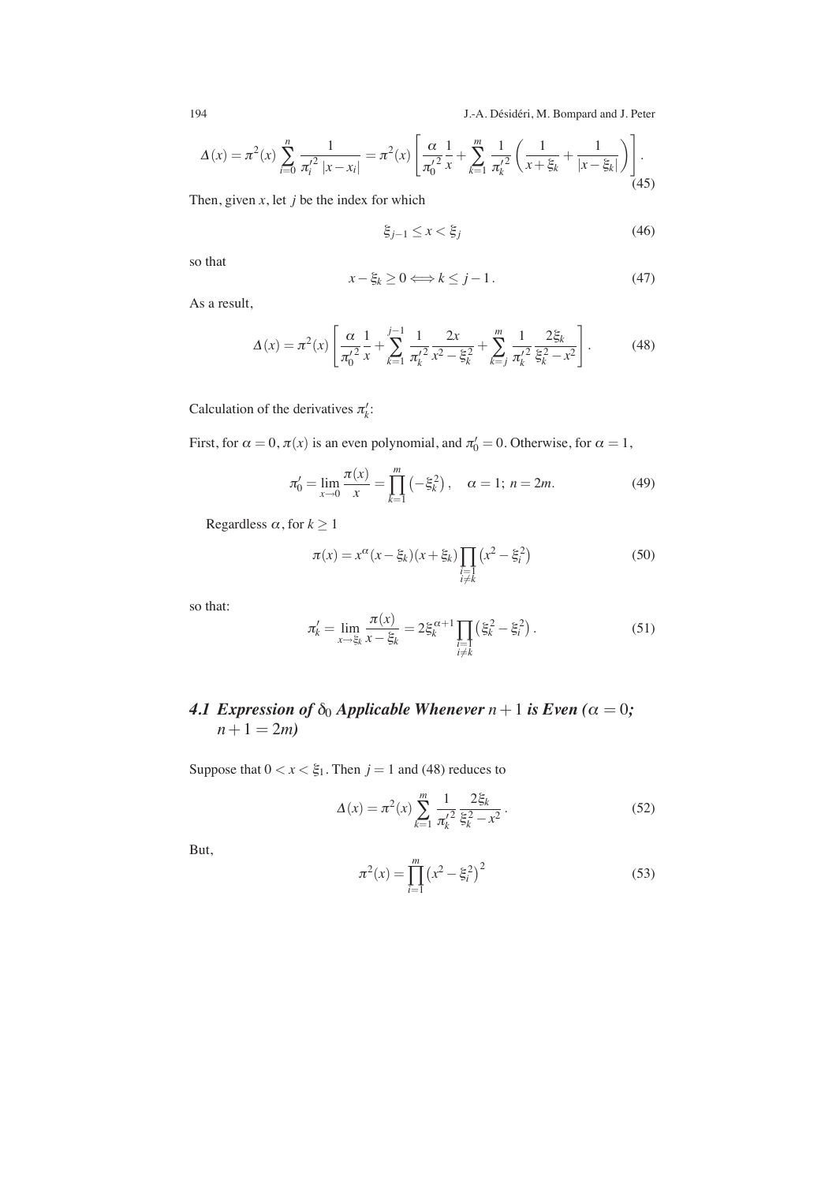$$\Delta(x) = \pi^2(x) \sum_{i=0}^{n} \frac{1}{\pi_i'^2 \, |x - x_i|} = \pi^2(x) \left[ \frac{\alpha}{\pi_0'^2} \frac{1}{x} + \sum_{k=1}^{m} \frac{1}{\pi_k'^2} \left( \frac{1}{x + \xi_k} + \frac{1}{|x - \xi_k|} \right) \right]. \tag{45}$$

Then, given $x$, let $j$ be the index for which

$$\xi_{j-1} \le x < \xi_j \tag{46}$$

so that

$$x - \xi_k \ge 0 \Longleftrightarrow k \le j - 1\,. \tag{47}$$

As a result,

$$\Delta(x) = \pi^2(x) \left[ \frac{\alpha}{\pi_0'^2} \frac{1}{x} + \sum_{k=1}^{j-1} \frac{1}{\pi_k'^2} \frac{2x}{x^2 - \xi_k^2} + \sum_{k=j}^{m} \frac{1}{\pi_k'^2} \frac{2\xi_k}{\xi_k^2 - x^2} \right]. \tag{48}$$

Calculation of the derivatives $\pi_k'$:

First, for $\alpha = 0$, $\pi(x)$ is an even polynomial, and $\pi_0' = 0$. Otherwise, for $\alpha = 1$,

$$\pi_0' = \lim_{x \to 0} \frac{\pi(x)}{x} = \prod_{k=1}^{m} \left( -\xi_k^2 \right), \quad \alpha = 1;\ n = 2m. \tag{49}$$

Regardless $\alpha$, for $k \ge 1$

$$\pi(x) = x^{\alpha} (x - \xi_k)(x + \xi_k) \prod_{\substack{i=1 \\ i \ne k}} \left( x^2 - \xi_i^2 \right) \tag{50}$$

so that:

$$\pi_k' = \lim_{x \to \xi_k} \frac{\pi(x)}{x - \xi_k} = 2\xi_k^{\alpha+1} \prod_{\substack{i=1 \\ i \ne k}} \left( \xi_k^2 - \xi_i^2 \right). \tag{51}$$

### 4.1 Expression of $\delta_0$ Applicable Whenever $n+1$ is Even ($\alpha = 0$; $n+1 = 2m$)

Suppose that $0 < x < \xi_1$. Then $j = 1$ and (48) reduces to

$$\Delta(x) = \pi^2(x) \sum_{k=1}^{m} \frac{1}{\pi_k'^2} \frac{2\xi_k}{\xi_k^2 - x^2}\,. \tag{52}$$

But,

$$\pi^2(x) = \prod_{i=1}^{m} \left( x^2 - \xi_i^2 \right)^2 \tag{53}$$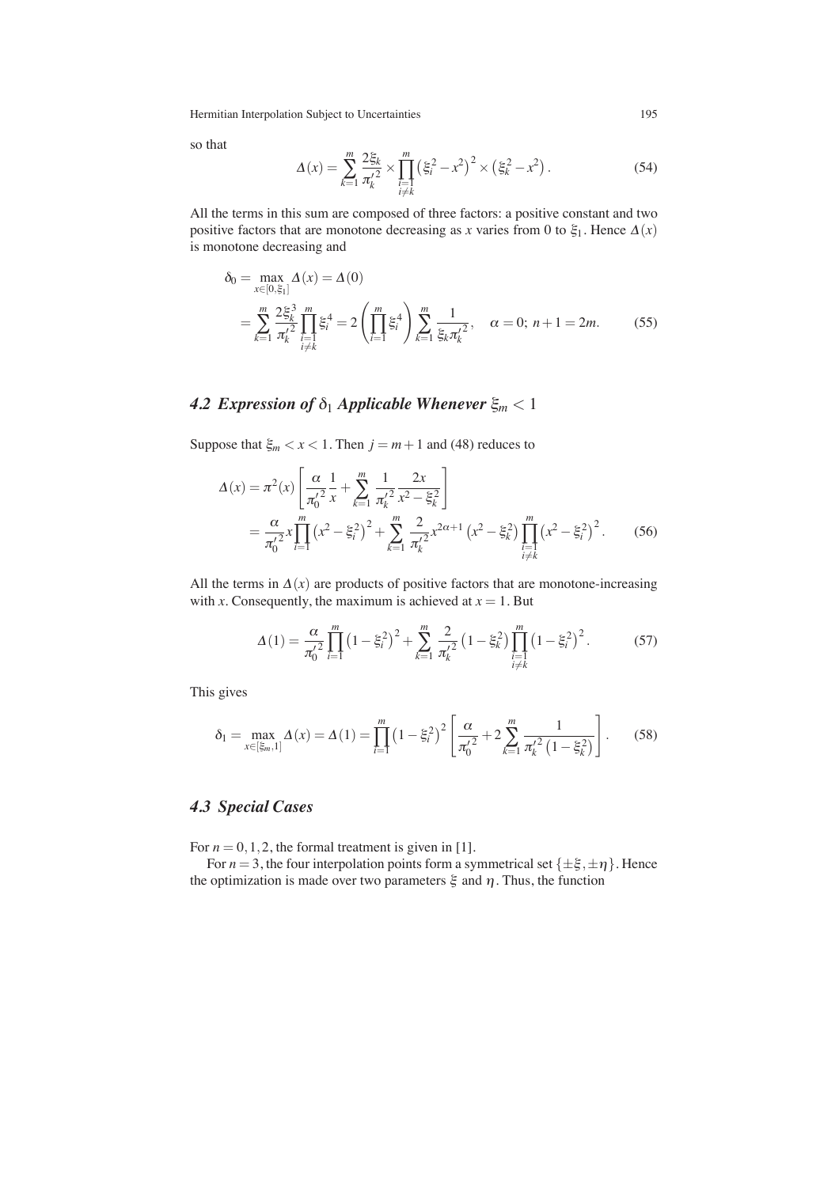so that

$$\Delta(x) = \sum_{k=1}^{m} \frac{2\xi_k}{\pi_k'^2} \times \prod_{\substack{i=1 \\ i \neq k}}^{m} \left(\xi_i^2 - x^2\right)^2 \times \left(\xi_k^2 - x^2\right). \tag{54}$$

All the terms in this sum are composed of three factors: a positive constant and two positive factors that are monotone decreasing as $x$ varies from 0 to $\xi_1$. Hence $\Delta(x)$ is monotone decreasing and

$$\begin{aligned}
\delta_0 &= \max_{x \in [0, \xi_1]} \Delta(x) = \Delta(0) \\
&= \sum_{k=1}^{m} \frac{2\xi_k^3}{\pi_k'^2} \prod_{\substack{i=1 \\ i \neq k}}^{m} \xi_i^4 = 2\left(\prod_{i=1}^{m} \xi_i^4\right) \sum_{k=1}^{m} \frac{1}{\xi_k \pi_k'^2}, \quad \alpha = 0;\ n+1 = 2m.
\end{aligned} \tag{55}$$

### 4.2 Expression of $\delta_1$ Applicable Whenever $\xi_m < 1$

Suppose that $\xi_m < x < 1$. Then $j = m+1$ and (48) reduces to

$$\begin{aligned}
\Delta(x) &= \pi^2(x) \left[ \frac{\alpha}{\pi_0'^2} \frac{1}{x} + \sum_{k=1}^{m} \frac{1}{\pi_k'^2} \frac{2x}{x^2 - \xi_k^2} \right] \\
&= \frac{\alpha}{\pi_0'^2} x \prod_{i=1}^{m} \left(x^2 - \xi_i^2\right)^2 + \sum_{k=1}^{m} \frac{2}{\pi_k'^2} x^{2\alpha+1} \left(x^2 - \xi_k^2\right) \prod_{\substack{i=1 \\ i \neq k}}^{m} \left(x^2 - \xi_i^2\right)^2.
\end{aligned} \tag{56}$$

All the terms in $\Delta(x)$ are products of positive factors that are monotone-increasing with $x$. Consequently, the maximum is achieved at $x = 1$. But

$$\Delta(1) = \frac{\alpha}{\pi_0'^2} \prod_{i=1}^{m} \left(1 - \xi_i^2\right)^2 + \sum_{k=1}^{m} \frac{2}{\pi_k'^2} \left(1 - \xi_k^2\right) \prod_{\substack{i=1 \\ i \neq k}}^{m} \left(1 - \xi_i^2\right)^2. \tag{57}$$

This gives

$$\delta_1 = \max_{x \in [\xi_m, 1]} \Delta(x) = \Delta(1) = \prod_{i=1}^{m} \left(1 - \xi_i^2\right)^2 \left[ \frac{\alpha}{\pi_0'^2} + 2 \sum_{k=1}^{m} \frac{1}{\pi_k'^2 \left(1 - \xi_k^2\right)} \right]. \tag{58}$$

### 4.3 Special Cases

For $n = 0, 1, 2$, the formal treatment is given in [1].

For $n = 3$, the four interpolation points form a symmetrical set $\{\pm\xi, \pm\eta\}$. Hence the optimization is made over two parameters $\xi$ and $\eta$. Thus, the function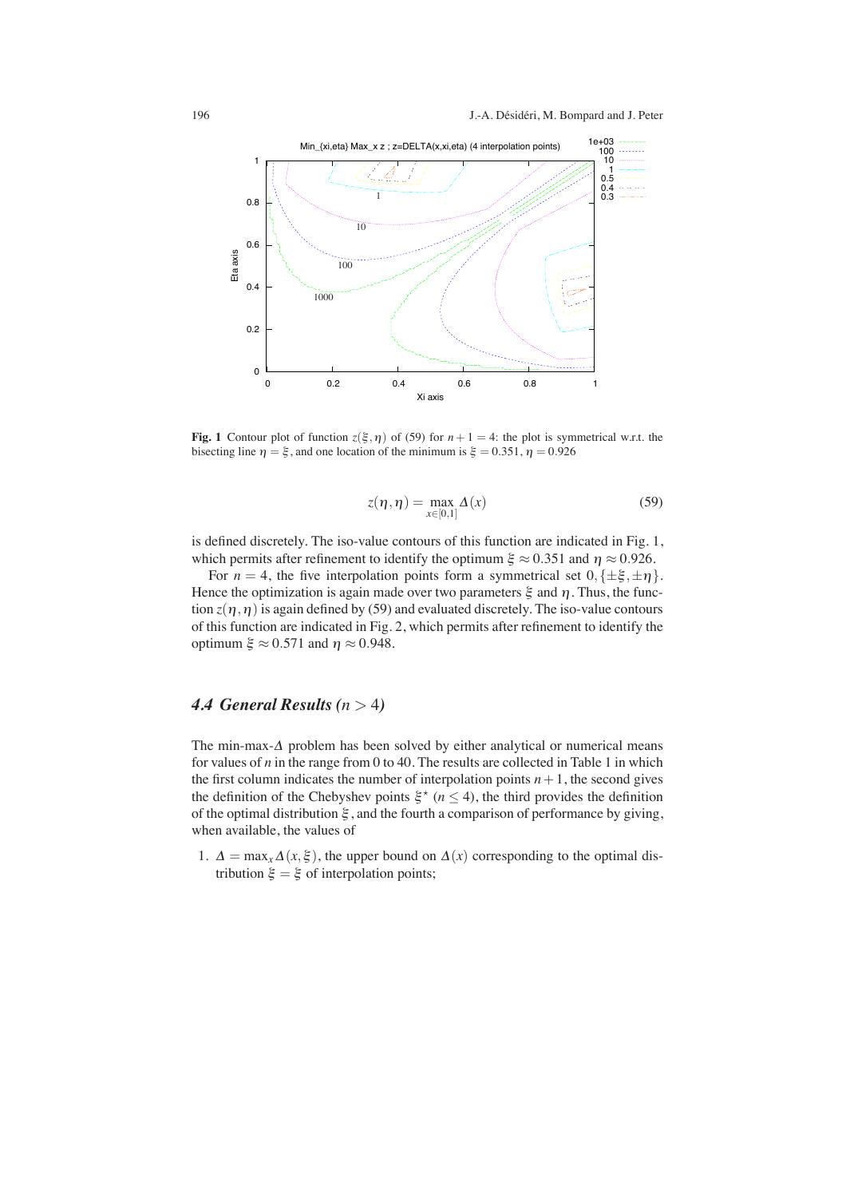**Fig. 1** Contour plot of function $z(\xi,\eta)$ of (59) for $n+1=4$: the plot is symmetrical w.r.t. the bisecting line $\eta=\xi$, and one location of the minimum is $\xi=0.351$, $\eta=0.926$

$$z(\eta,\eta) = \max_{x\in[0,1]} \Delta(x) \tag{59}$$

is defined discretely. The iso-value contours of this function are indicated in Fig. 1, which permits after refinement to identify the optimum $\xi \approx 0.351$ and $\eta \approx 0.926$.

For $n=4$, the five interpolation points form a symmetrical set $0, \{\pm\xi, \pm\eta\}$. Hence the optimization is again made over two parameters $\xi$ and $\eta$. Thus, the function $z(\eta,\eta)$ is again defined by (59) and evaluated discretely. The iso-value contours of this function are indicated in Fig. 2, which permits after refinement to identify the optimum $\xi \approx 0.571$ and $\eta \approx 0.948$.

### *4.4 General Results ($n > 4$)*

The min-max-$\Delta$ problem has been solved by either analytical or numerical means for values of $n$ in the range from 0 to 40. The results are collected in Table 1 in which the first column indicates the number of interpolation points $n+1$, the second gives the definition of the Chebyshev points $\xi^\star$ ($n \le 4$), the third provides the definition of the optimal distribution $\xi$, and the fourth a comparison of performance by giving, when available, the values of

1. $\Delta = \max_x \Delta(x,\xi)$, the upper bound on $\Delta(x)$ corresponding to the optimal distribution $\xi = \xi$ of interpolation points;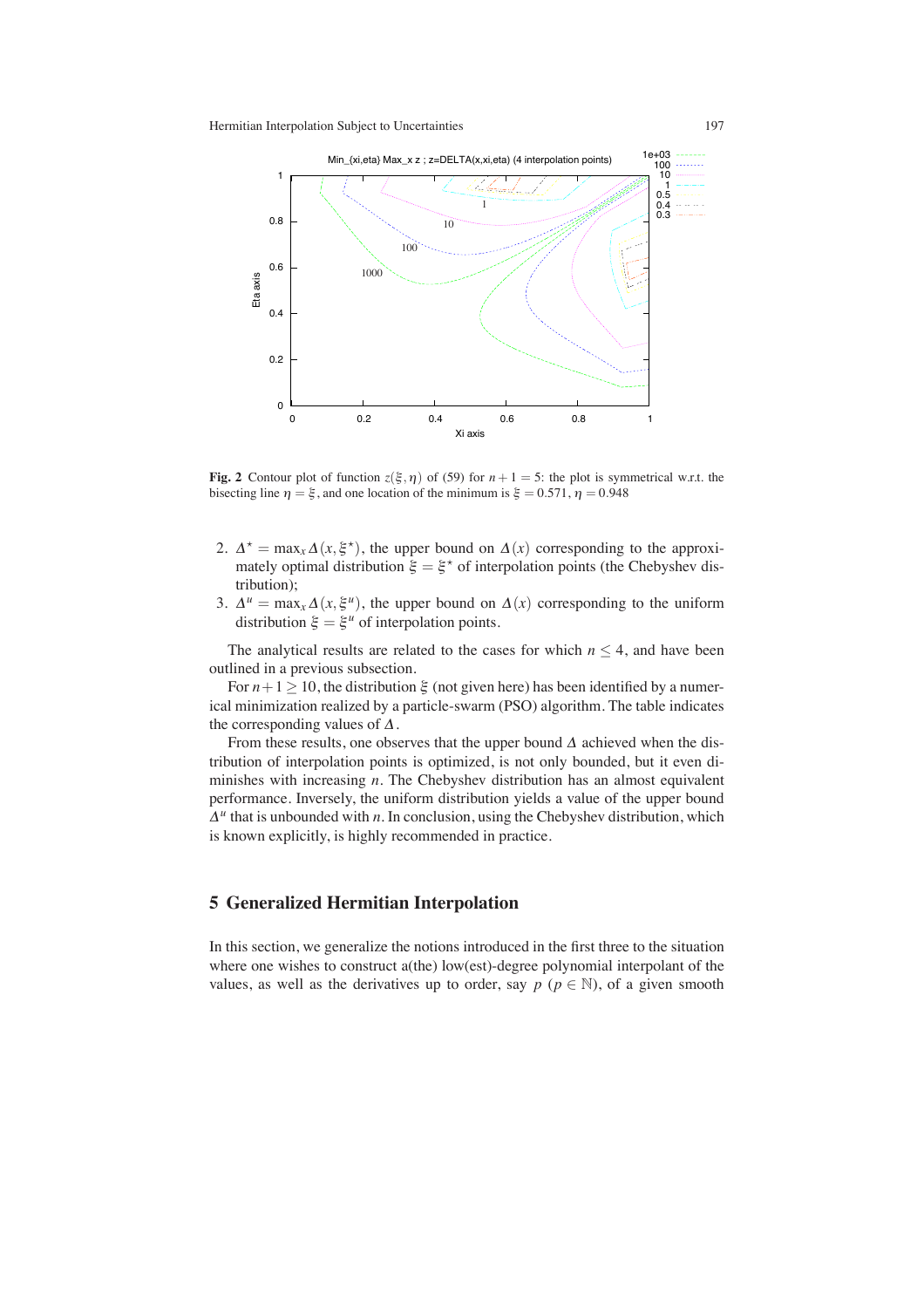**Fig. 2** Contour plot of function $z(\xi, \eta)$ of (59) for $n+1 = 5$: the plot is symmetrical w.r.t. the bisecting line $\eta = \xi$, and one location of the minimum is $\xi = 0.571$, $\eta = 0.948$

2. $\Delta^{\star} = \max_x \Delta(x, \xi^{\star})$, the upper bound on $\Delta(x)$ corresponding to the approximately optimal distribution $\xi = \xi^{\star}$ of interpolation points (the Chebyshev distribution);
3. $\Delta^{u} = \max_x \Delta(x, \xi^{u})$, the upper bound on $\Delta(x)$ corresponding to the uniform distribution $\xi = \xi^{u}$ of interpolation points.

The analytical results are related to the cases for which $n \leq 4$, and have been outlined in a previous subsection.

For $n+1 \geq 10$, the distribution $\xi$ (not given here) has been identified by a numerical minimization realized by a particle-swarm (PSO) algorithm. The table indicates the corresponding values of $\Delta$.

From these results, one observes that the upper bound $\Delta$ achieved when the distribution of interpolation points is optimized, is not only bounded, but it even diminishes with increasing $n$. The Chebyshev distribution has an almost equivalent performance. Inversely, the uniform distribution yields a value of the upper bound $\Delta^{u}$ that is unbounded with $n$. In conclusion, using the Chebyshev distribution, which is known explicitly, is highly recommended in practice.

## 5 Generalized Hermitian Interpolation

In this section, we generalize the notions introduced in the first three to the situation where one wishes to construct a(the) low(est)-degree polynomial interpolant of the values, as well as the derivatives up to order, say $p$ ($p \in \mathbb{N}$), of a given smooth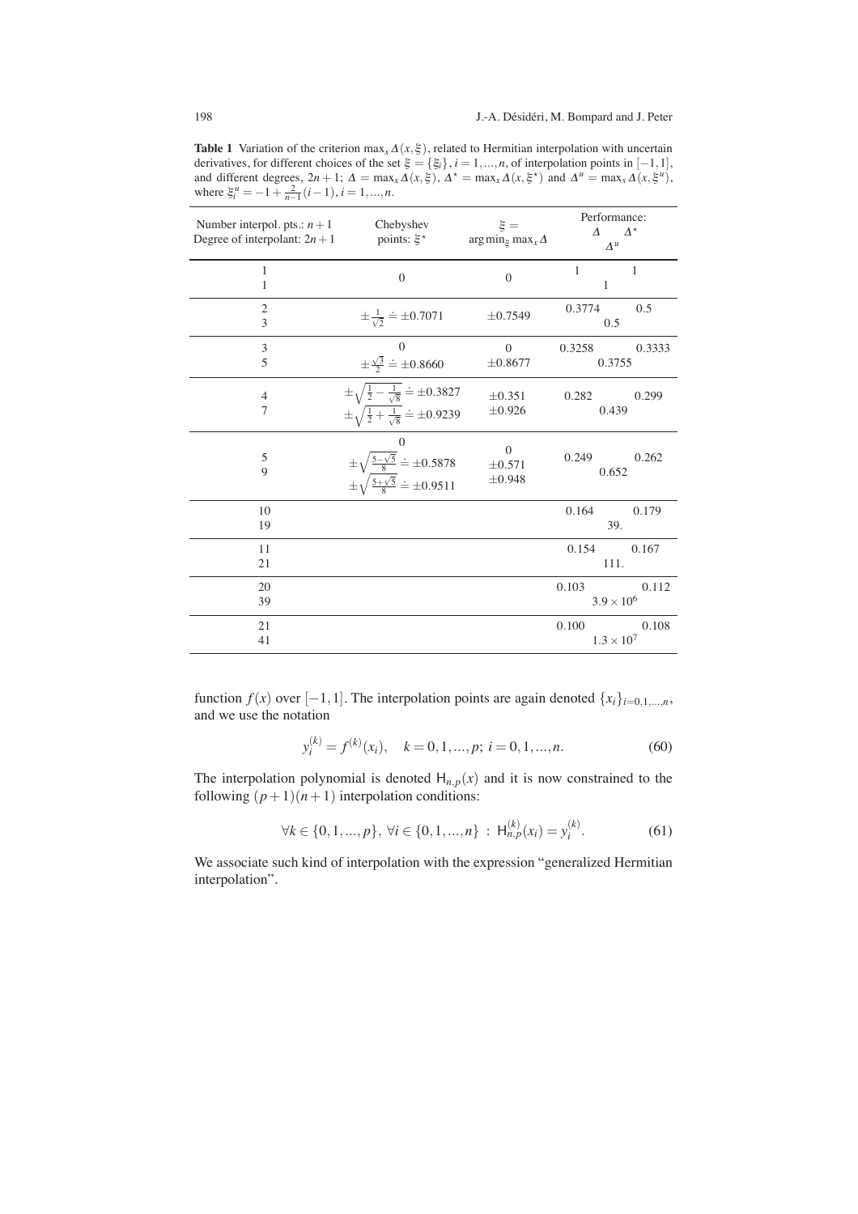**Table 1** Variation of the criterion $\max_x \Delta(x,\xi)$, related to Hermitian interpolation with uncertain derivatives, for different choices of the set $\xi = \{\xi_i\}$, $i = 1,...,n$, of interpolation points in $[-1,1]$, and different degrees, $2n+1$; $\Delta = \max_x \Delta(x,\xi)$, $\Delta^\star = \max_x \Delta(x,\xi^\star)$ and $\Delta^u = \max_x \Delta(x,\xi^u)$, where $\xi_i^u = -1 + \frac{2}{n-1}(i-1)$, $i = 1,...,n$.

| Number interpol. pts.: $n+1$ <br> Degree of interpolant: $2n+1$ | Chebyshev points: $\xi^\star$ | $\xi = \arg\min_\xi \max_x \Delta$ | Performance: $\Delta$ | $\Delta^\star$ | $\Delta^u$ |
|---|---|---|---|---|---|
| 1 <br> 1 | $0$ | $0$ | 1 | 1 | 1 |
| 2 <br> 3 | $\pm\frac{1}{\sqrt{2}} \doteq \pm 0.7071$ | $\pm 0.7549$ | 0.3774 | 0.5 | 0.5 |
| 3 <br> 5 | $0$ <br> $\pm\frac{\sqrt{3}}{2} \doteq \pm 0.8660$ | $0$ <br> $\pm 0.8677$ | 0.3258 | 0.3333 | 0.3755 |
| 4 <br> 7 | $\pm\sqrt{\frac{1}{2} - \frac{1}{\sqrt{8}}} \doteq \pm 0.3827$ <br> $\pm\sqrt{\frac{1}{2} + \frac{1}{\sqrt{8}}} \doteq \pm 0.9239$ | $\pm 0.351$ <br> $\pm 0.926$ | 0.282 | 0.299 | 0.439 |
| 5 <br> 9 | $0$ <br> $\pm\sqrt{\frac{5-\sqrt{5}}{8}} \doteq \pm 0.5878$ <br> $\pm\sqrt{\frac{5+\sqrt{5}}{8}} \doteq \pm 0.9511$ | $0$ <br> $\pm 0.571$ <br> $\pm 0.948$ | 0.249 | 0.262 | 0.652 |
| 10 <br> 19 | | | 0.164 | 0.179 | 39. |
| 11 <br> 21 | | | 0.154 | 0.167 | 111. |
| 20 <br> 39 | | | 0.103 | 0.112 | $3.9 \times 10^6$ |
| 21 <br> 41 | | | 0.100 | 0.108 | $1.3 \times 10^7$ |

function $f(x)$ over $[-1,1]$. The interpolation points are again denoted $\{x_i\}_{i=0,1,...,n}$, and we use the notation

$$y_i^{(k)} = f^{(k)}(x_i), \quad k = 0,1,...,p;\ i = 0,1,...,n. \tag{60}$$

The interpolation polynomial is denoted $\mathsf{H}_{n,p}(x)$ and it is now constrained to the following $(p+1)(n+1)$ interpolation conditions:

$$\forall k \in \{0,1,...,p\},\ \forall i \in \{0,1,...,n\}\ :\ \mathsf{H}_{n,p}^{(k)}(x_i) = y_i^{(k)}. \tag{61}$$

We associate such kind of interpolation with the expression "generalized Hermitian interpolation".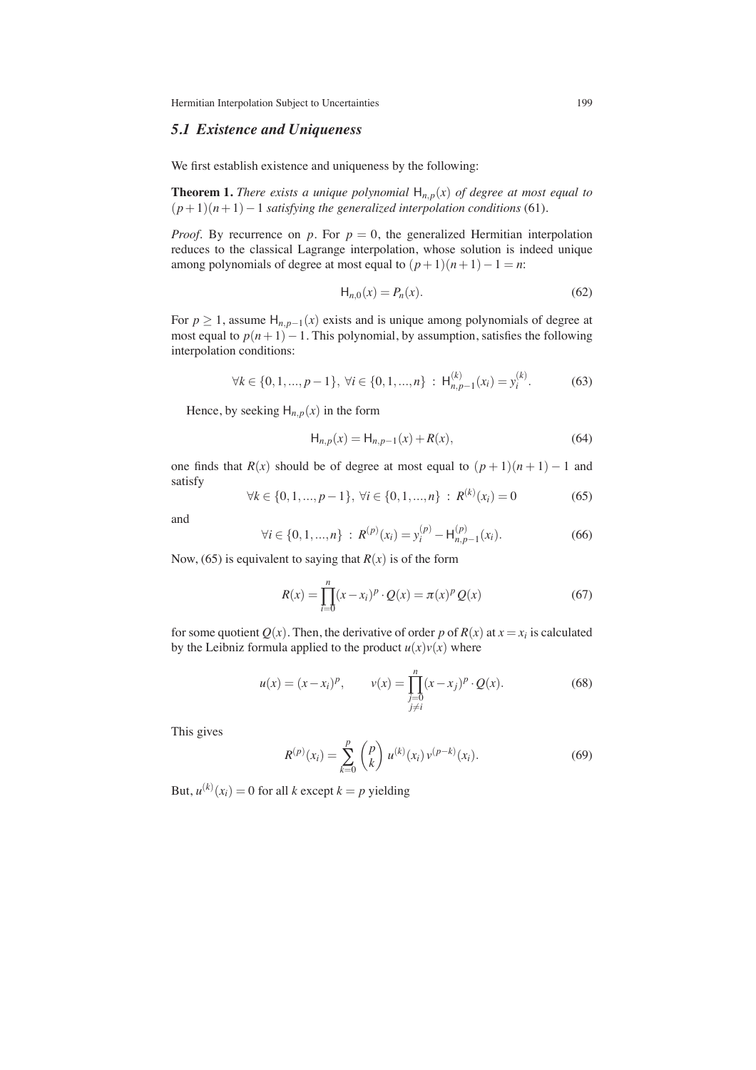### 5.1 Existence and Uniqueness

We first establish existence and uniqueness by the following:

**Theorem 1.** *There exists a unique polynomial $\mathsf{H}_{n,p}(x)$ of degree at most equal to $(p+1)(n+1)-1$ satisfying the generalized interpolation conditions* (61).

*Proof*. By recurrence on $p$. For $p = 0$, the generalized Hermitian interpolation reduces to the classical Lagrange interpolation, whose solution is indeed unique among polynomials of degree at most equal to $(p+1)(n+1)-1 = n$:

$$\mathsf{H}_{n,0}(x) = P_n(x). \tag{62}$$

For $p \geq 1$, assume $\mathsf{H}_{n,p-1}(x)$ exists and is unique among polynomials of degree at most equal to $p(n+1)-1$. This polynomial, by assumption, satisfies the following interpolation conditions:

$$\forall k \in \{0,1,...,p-1\},\ \forall i \in \{0,1,...,n\}\ :\ \mathsf{H}^{(k)}_{n,p-1}(x_i) = y_i^{(k)}. \tag{63}$$

Hence, by seeking $\mathsf{H}_{n,p}(x)$ in the form

$$\mathsf{H}_{n,p}(x) = \mathsf{H}_{n,p-1}(x) + R(x), \tag{64}$$

one finds that $R(x)$ should be of degree at most equal to $(p+1)(n+1)-1$ and satisfy

$$\forall k \in \{0,1,...,p-1\},\ \forall i \in \{0,1,...,n\}\ :\ R^{(k)}(x_i) = 0 \tag{65}$$

and

$$\forall i \in \{0,1,...,n\}\ :\ R^{(p)}(x_i) = y_i^{(p)} - \mathsf{H}^{(p)}_{n,p-1}(x_i). \tag{66}$$

Now, (65) is equivalent to saying that $R(x)$ is of the form

$$R(x) = \prod_{i=0}^{n}(x-x_i)^p \cdot Q(x) = \pi(x)^p Q(x) \tag{67}$$

for some quotient $Q(x)$. Then, the derivative of order $p$ of $R(x)$ at $x = x_i$ is calculated by the Leibniz formula applied to the product $u(x)v(x)$ where

$$u(x) = (x-x_i)^p, \qquad v(x) = \prod_{\substack{j=0 \\ j\neq i}}^{n}(x-x_j)^p \cdot Q(x). \tag{68}$$

This gives

$$R^{(p)}(x_i) = \sum_{k=0}^{p} \binom{p}{k} u^{(k)}(x_i)\, v^{(p-k)}(x_i). \tag{69}$$

But, $u^{(k)}(x_i) = 0$ for all $k$ except $k = p$ yielding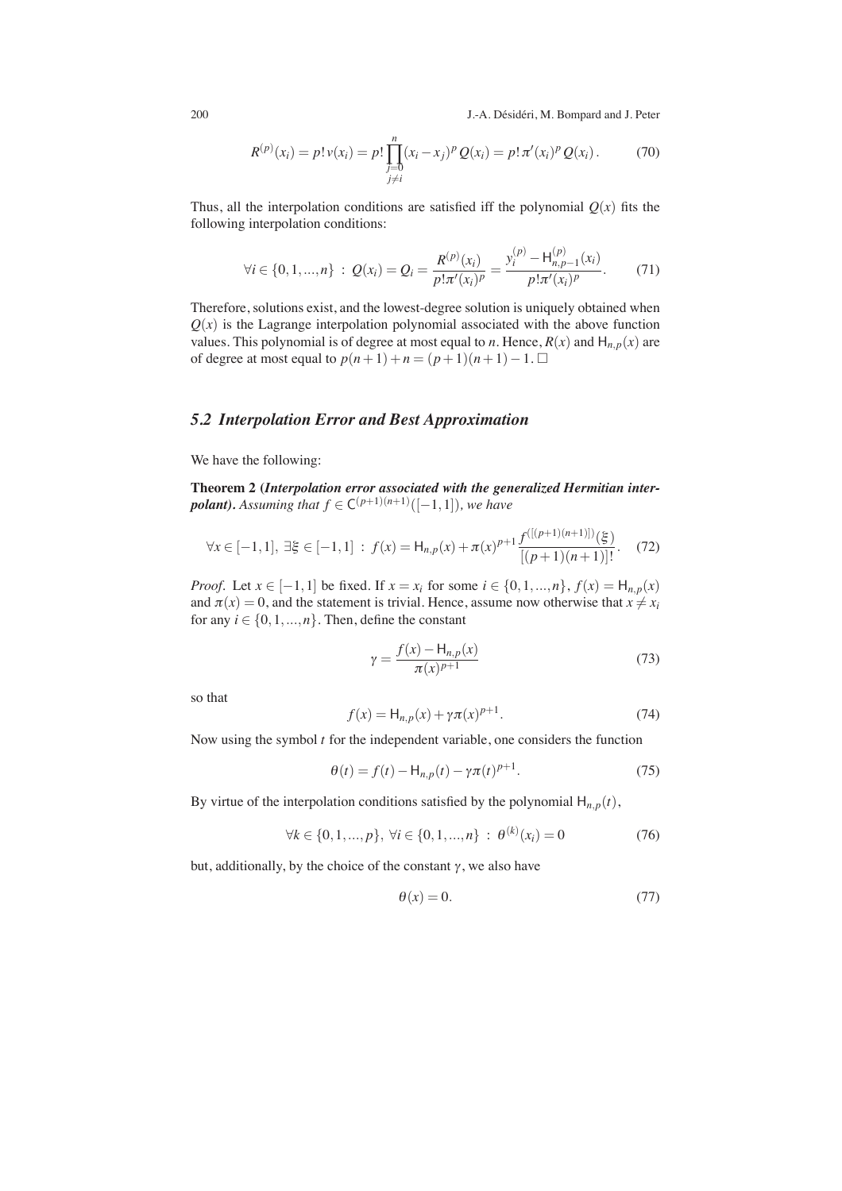$$R^{(p)}(x_i) = p!\,v(x_i) = p!\prod_{\substack{j=0\\j\neq i}}^{n}(x_i - x_j)^p\,Q(x_i) = p!\,\pi'(x_i)^p\,Q(x_i)\,. \tag{70}$$

Thus, all the interpolation conditions are satisfied iff the polynomial $Q(x)$ fits the following interpolation conditions:

$$\forall i \in \{0,1,...,n\} \;:\; Q(x_i) = Q_i = \frac{R^{(p)}(x_i)}{p!\pi'(x_i)^p} = \frac{y_i^{(p)} - \mathsf{H}_{n,p-1}^{(p)}(x_i)}{p!\pi'(x_i)^p}. \tag{71}$$

Therefore, solutions exist, and the lowest-degree solution is uniquely obtained when $Q(x)$ is the Lagrange interpolation polynomial associated with the above function values. This polynomial is of degree at most equal to $n$. Hence, $R(x)$ and $\mathsf{H}_{n,p}(x)$ are of degree at most equal to $p(n+1)+n = (p+1)(n+1)-1$. □

## 5.2 Interpolation Error and Best Approximation

We have the following:

**Theorem 2 (*Interpolation error associated with the generalized Hermitian interpolant*).** *Assuming that $f \in \mathsf{C}^{(p+1)(n+1)}([-1,1])$, we have*

$$\forall x \in [-1,1],\; \exists \xi \in [-1,1] \;:\; f(x) = \mathsf{H}_{n,p}(x) + \pi(x)^{p+1}\frac{f^{([(p+1)(n+1)])}(\xi)}{[(p+1)(n+1)]!}. \tag{72}$$

*Proof.* Let $x \in [-1,1]$ be fixed. If $x = x_i$ for some $i \in \{0,1,...,n\}$, $f(x) = \mathsf{H}_{n,p}(x)$ and $\pi(x) = 0$, and the statement is trivial. Hence, assume now otherwise that $x \neq x_i$ for any $i \in \{0,1,...,n\}$. Then, define the constant

$$\gamma = \frac{f(x) - \mathsf{H}_{n,p}(x)}{\pi(x)^{p+1}} \tag{73}$$

so that

$$f(x) = \mathsf{H}_{n,p}(x) + \gamma\pi(x)^{p+1}. \tag{74}$$

Now using the symbol $t$ for the independent variable, one considers the function

$$\theta(t) = f(t) - \mathsf{H}_{n,p}(t) - \gamma\pi(t)^{p+1}. \tag{75}$$

By virtue of the interpolation conditions satisfied by the polynomial $\mathsf{H}_{n,p}(t)$,

$$\forall k \in \{0,1,...,p\},\; \forall i \in \{0,1,...,n\} \;:\; \theta^{(k)}(x_i) = 0 \tag{76}$$

but, additionally, by the choice of the constant $\gamma$, we also have

$$\theta(x) = 0. \tag{77}$$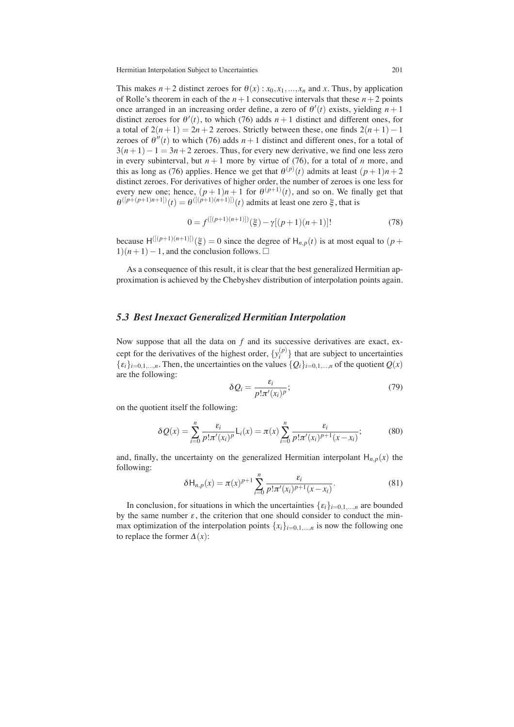This makes $n+2$ distinct zeroes for $\theta(x) : x_0, x_1, ..., x_n$ and $x$. Thus, by application of Rolle's theorem in each of the $n+1$ consecutive intervals that these $n+2$ points once arranged in an increasing order define, a zero of $\theta'(t)$ exists, yielding $n+1$ distinct zeroes for $\theta'(t)$, to which (76) adds $n+1$ distinct and different ones, for a total of $2(n+1) = 2n+2$ zeroes. Strictly between these, one finds $2(n+1)-1$ zeroes of $\theta''(t)$ to which (76) adds $n+1$ distinct and different ones, for a total of $3(n+1)-1 = 3n+2$ zeroes. Thus, for every new derivative, we find one less zero in every subinterval, but $n+1$ more by virtue of (76), for a total of $n$ more, and this as long as (76) applies. Hence we get that $\theta^{(p)}(t)$ admits at least $(p+1)n+2$ distinct zeroes. For derivatives of higher order, the number of zeroes is one less for every new one; hence, $(p+1)n+1$ for $\theta^{(p+1)}(t)$, and so on. We finally get that $\theta^{([p+(p+1)n+1])}(t) = \theta^{([(p+1)(n+1)])}(t)$ admits at least one zero $\xi$, that is

$$0 = f^{([(p+1)(n+1)])}(\xi) - \gamma[(p+1)(n+1)]! \tag{78}$$

because $\mathsf{H}^{([(p+1)(n+1)])}(\xi) = 0$ since the degree of $\mathsf{H}_{n,p}(t)$ is at most equal to $(p+1)(n+1)-1$, and the conclusion follows. $\square$

As a consequence of this result, it is clear that the best generalized Hermitian approximation is achieved by the Chebyshev distribution of interpolation points again.

### *5.3 Best Inexact Generalized Hermitian Interpolation*

Now suppose that all the data on $f$ and its successive derivatives are exact, except for the derivatives of the highest order, $\{y_i^{(p)}\}$ that are subject to uncertainties $\{\varepsilon_i\}_{i=0,1,...,n}$. Then, the uncertainties on the values $\{Q_i\}_{i=0,1,...,n}$ of the quotient $Q(x)$ are the following:

$$\delta Q_i = \frac{\varepsilon_i}{p!\pi'(x_i)^p}; \tag{79}$$

on the quotient itself the following:

$$\delta Q(x) = \sum_{i=0}^{n} \frac{\varepsilon_i}{p!\pi'(x_i)^p} \mathsf{L}_i(x) = \pi(x) \sum_{i=0}^{n} \frac{\varepsilon_i}{p!\pi'(x_i)^{p+1}(x-x_i)}; \tag{80}$$

and, finally, the uncertainty on the generalized Hermitian interpolant $\mathsf{H}_{n,p}(x)$ the following:

$$\delta \mathsf{H}_{n,p}(x) = \pi(x)^{p+1} \sum_{i=0}^{n} \frac{\varepsilon_i}{p!\pi'(x_i)^{p+1}(x-x_i)}. \tag{81}$$

In conclusion, for situations in which the uncertainties $\{\varepsilon_i\}_{i=0,1,...,n}$ are bounded by the same number $\varepsilon$, the criterion that one should consider to conduct the min-max optimization of the interpolation points $\{x_i\}_{i=0,1,...,n}$ is now the following one to replace the former $\Delta(x)$: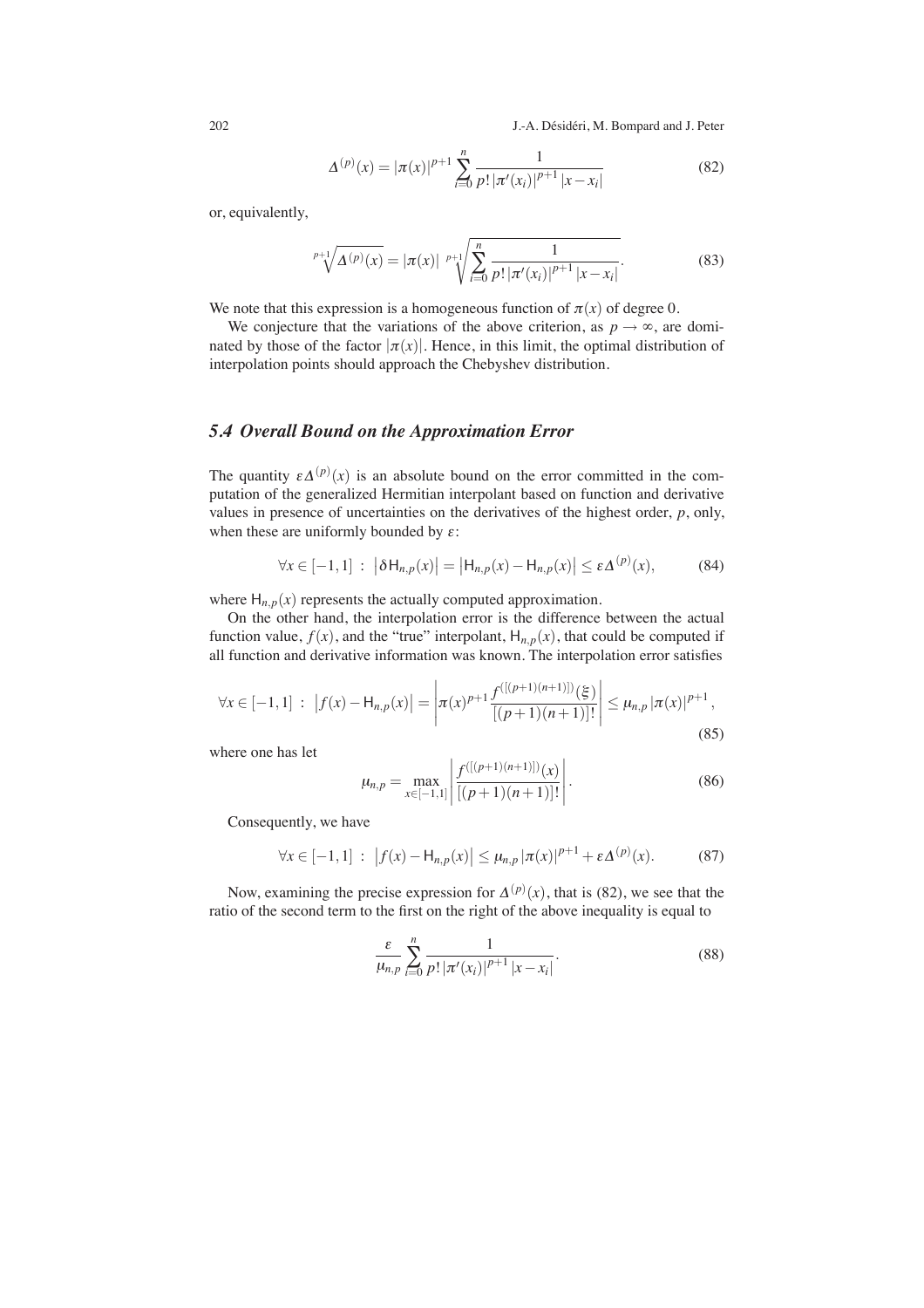$$\Delta^{(p)}(x) = |\pi(x)|^{p+1} \sum_{i=0}^{n} \frac{1}{p!\, |\pi'(x_i)|^{p+1}\, |x - x_i|} \tag{82}$$

or, equivalently,

$$\sqrt[p+1]{\Delta^{(p)}(x)} = |\pi(x)| \sqrt[p+1]{\sum_{i=0}^{n} \frac{1}{p!\, |\pi'(x_i)|^{p+1}\, |x - x_i|}}. \tag{83}$$

We note that this expression is a homogeneous function of $\pi(x)$ of degree 0.

We conjecture that the variations of the above criterion, as $p \to \infty$, are dominated by those of the factor $|\pi(x)|$. Hence, in this limit, the optimal distribution of interpolation points should approach the Chebyshev distribution.

### *5.4 Overall Bound on the Approximation Error*

The quantity $\varepsilon \Delta^{(p)}(x)$ is an absolute bound on the error committed in the computation of the generalized Hermitian interpolant based on function and derivative values in presence of uncertainties on the derivatives of the highest order, $p$, only, when these are uniformly bounded by $\varepsilon$:

$$\forall x \in [-1, 1] \; : \; \left|\delta \mathsf{H}_{n,p}(x)\right| = \left|\mathsf{H}_{n,p}(x) - \mathsf{H}_{n,p}(x)\right| \le \varepsilon \Delta^{(p)}(x), \tag{84}$$

where $\mathsf{H}_{n,p}(x)$ represents the actually computed approximation.

On the other hand, the interpolation error is the difference between the actual function value, $f(x)$, and the "true" interpolant, $\mathsf{H}_{n,p}(x)$, that could be computed if all function and derivative information was known. The interpolation error satisfies

$$\forall x \in [-1, 1] \; : \; \left|f(x) - \mathsf{H}_{n,p}(x)\right| = \left|\pi(x)^{p+1} \frac{f^{([(p+1)(n+1)])}(\xi)}{[(p+1)(n+1)]!}\right| \le \mu_{n,p}\, |\pi(x)|^{p+1}, \tag{85}$$

where one has let

$$\mu_{n,p} = \max_{x \in [-1,1]} \left|\frac{f^{([(p+1)(n+1)])}(x)}{[(p+1)(n+1)]!}\right|. \tag{86}$$

Consequently, we have

$$\forall x \in [-1, 1] \; : \; \left|f(x) - \mathsf{H}_{n,p}(x)\right| \le \mu_{n,p}\, |\pi(x)|^{p+1} + \varepsilon \Delta^{(p)}(x). \tag{87}$$

Now, examining the precise expression for $\Delta^{(p)}(x)$, that is (82), we see that the ratio of the second term to the first on the right of the above inequality is equal to

$$\frac{\varepsilon}{\mu_{n,p}} \sum_{i=0}^{n} \frac{1}{p!\, |\pi'(x_i)|^{p+1}\, |x - x_i|}. \tag{88}$$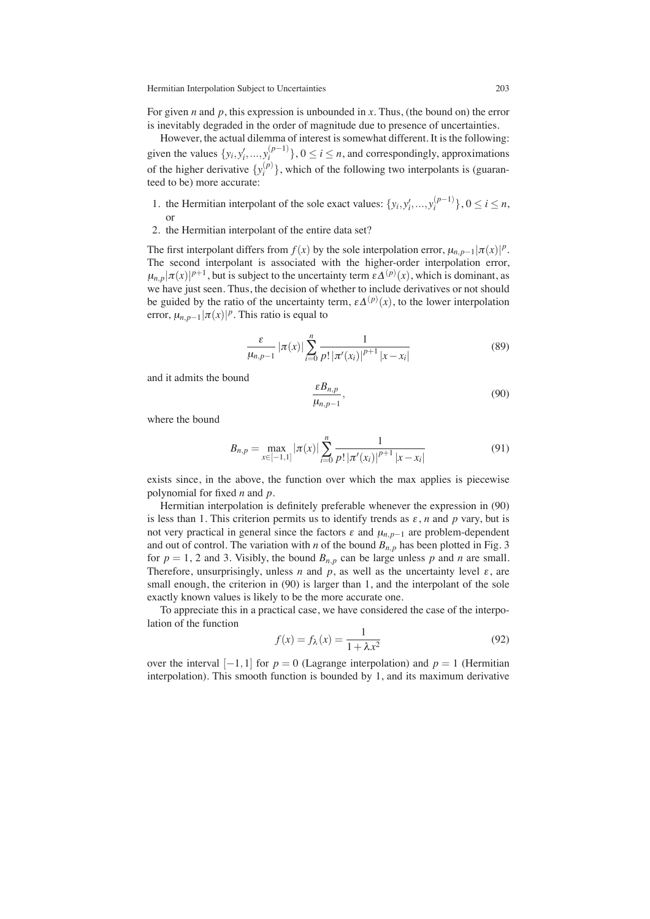For given $n$ and $p$, this expression is unbounded in $x$. Thus, (the bound on) the error is inevitably degraded in the order of magnitude due to presence of uncertainties.

However, the actual dilemma of interest is somewhat different. It is the following: given the values $\{y_i, y_i', ..., y_i^{(p-1)}\}$, $0 \le i \le n$, and correspondingly, approximations of the higher derivative $\{y_i^{(p)}\}$, which of the following two interpolants is (guaranteed to be) more accurate:

1. the Hermitian interpolant of the sole exact values: $\{y_i, y_i', ..., y_i^{(p-1)}\}$, $0 \le i \le n$, or
2. the Hermitian interpolant of the entire data set?

The first interpolant differs from $f(x)$ by the sole interpolation error, $\mu_{n,p-1}|\pi(x)|^p$. The second interpolant is associated with the higher-order interpolation error, $\mu_{n,p}|\pi(x)|^{p+1}$, but is subject to the uncertainty term $\varepsilon\Delta^{(p)}(x)$, which is dominant, as we have just seen. Thus, the decision of whether to include derivatives or not should be guided by the ratio of the uncertainty term, $\varepsilon\Delta^{(p)}(x)$, to the lower interpolation error, $\mu_{n,p-1}|\pi(x)|^p$. This ratio is equal to

$$\frac{\varepsilon}{\mu_{n,p-1}}\,|\pi(x)|\sum_{i=0}^{n}\frac{1}{p!\,|\pi'(x_i)|^{p+1}\,|x-x_i|} \tag{89}$$

and it admits the bound

$$\frac{\varepsilon B_{n,p}}{\mu_{n,p-1}}, \tag{90}$$

where the bound

$$B_{n,p} = \max_{x\in[-1,1]}|\pi(x)|\sum_{i=0}^{n}\frac{1}{p!\,|\pi'(x_i)|^{p+1}\,|x-x_i|} \tag{91}$$

exists since, in the above, the function over which the max applies is piecewise polynomial for fixed $n$ and $p$.

Hermitian interpolation is definitely preferable whenever the expression in (90) is less than 1. This criterion permits us to identify trends as $\varepsilon$, $n$ and $p$ vary, but is not very practical in general since the factors $\varepsilon$ and $\mu_{n,p-1}$ are problem-dependent and out of control. The variation with $n$ of the bound $B_{n,p}$ has been plotted in Fig. 3 for $p = 1$, 2 and 3. Visibly, the bound $B_{n,p}$ can be large unless $p$ and $n$ are small. Therefore, unsurprisingly, unless $n$ and $p$, as well as the uncertainty level $\varepsilon$, are small enough, the criterion in (90) is larger than 1, and the interpolant of the sole exactly known values is likely to be the more accurate one.

To appreciate this in a practical case, we have considered the case of the interpolation of the function

$$f(x) = f_\lambda(x) = \frac{1}{1+\lambda x^2} \tag{92}$$

over the interval $[-1,1]$ for $p = 0$ (Lagrange interpolation) and $p = 1$ (Hermitian interpolation). This smooth function is bounded by 1, and its maximum derivative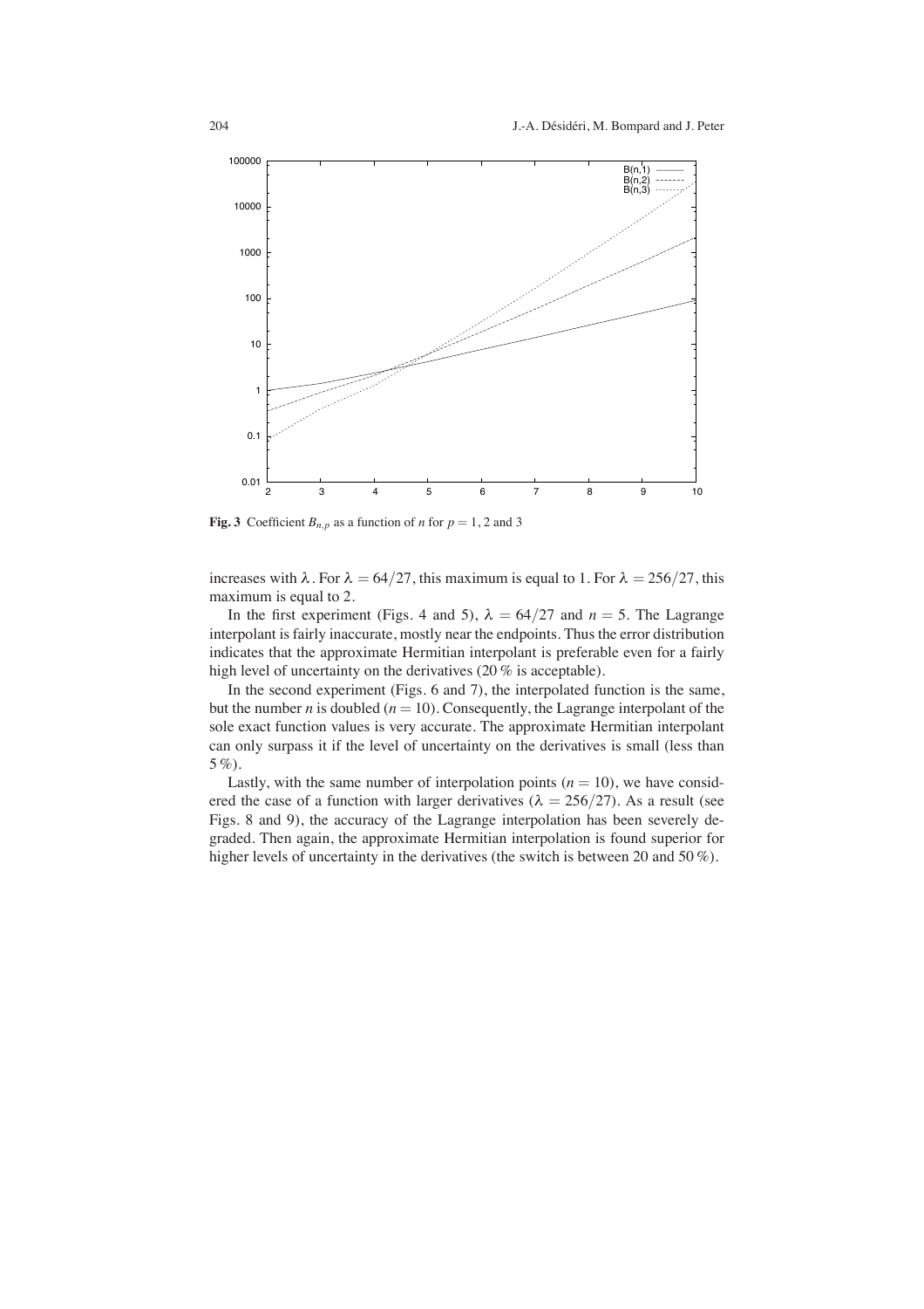**Fig. 3** Coefficient $B_{n,p}$ as a function of $n$ for $p = 1, 2$ and $3$

increases with $\lambda$. For $\lambda = 64/27$, this maximum is equal to 1. For $\lambda = 256/27$, this maximum is equal to 2.

In the first experiment (Figs. 4 and 5), $\lambda = 64/27$ and $n = 5$. The Lagrange interpolant is fairly inaccurate, mostly near the endpoints. Thus the error distribution indicates that the approximate Hermitian interpolant is preferable even for a fairly high level of uncertainty on the derivatives (20 % is acceptable).

In the second experiment (Figs. 6 and 7), the interpolated function is the same, but the number $n$ is doubled ($n = 10$). Consequently, the Lagrange interpolant of the sole exact function values is very accurate. The approximate Hermitian interpolant can only surpass it if the level of uncertainty on the derivatives is small (less than 5 %).

Lastly, with the same number of interpolation points ($n = 10$), we have considered the case of a function with larger derivatives ($\lambda = 256/27$). As a result (see Figs. 8 and 9), the accuracy of the Lagrange interpolation has been severely degraded. Then again, the approximate Hermitian interpolation is found superior for higher levels of uncertainty in the derivatives (the switch is between 20 and 50 %).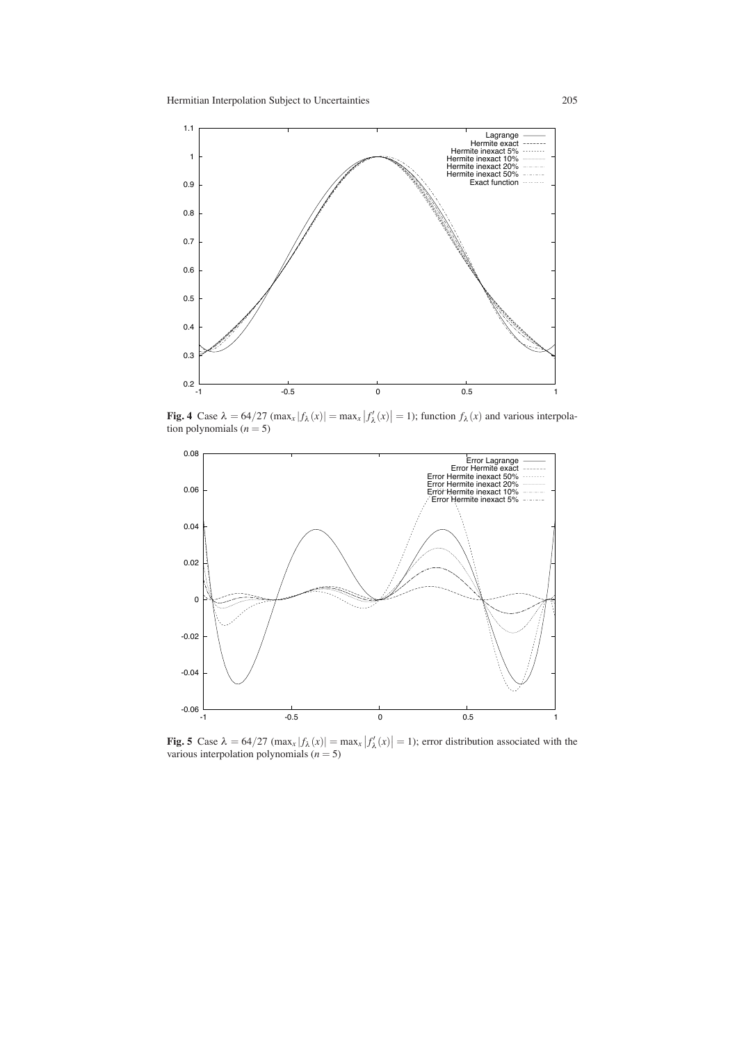**Fig. 4** Case $\lambda = 64/27$ ($\max_x |f_\lambda(x)| = \max_x |f'_\lambda(x)| = 1$); function $f_\lambda(x)$ and various interpolation polynomials ($n = 5$)

**Fig. 5** Case $\lambda = 64/27$ ($\max_x |f_\lambda(x)| = \max_x |f'_\lambda(x)| = 1$); error distribution associated with the various interpolation polynomials ($n = 5$)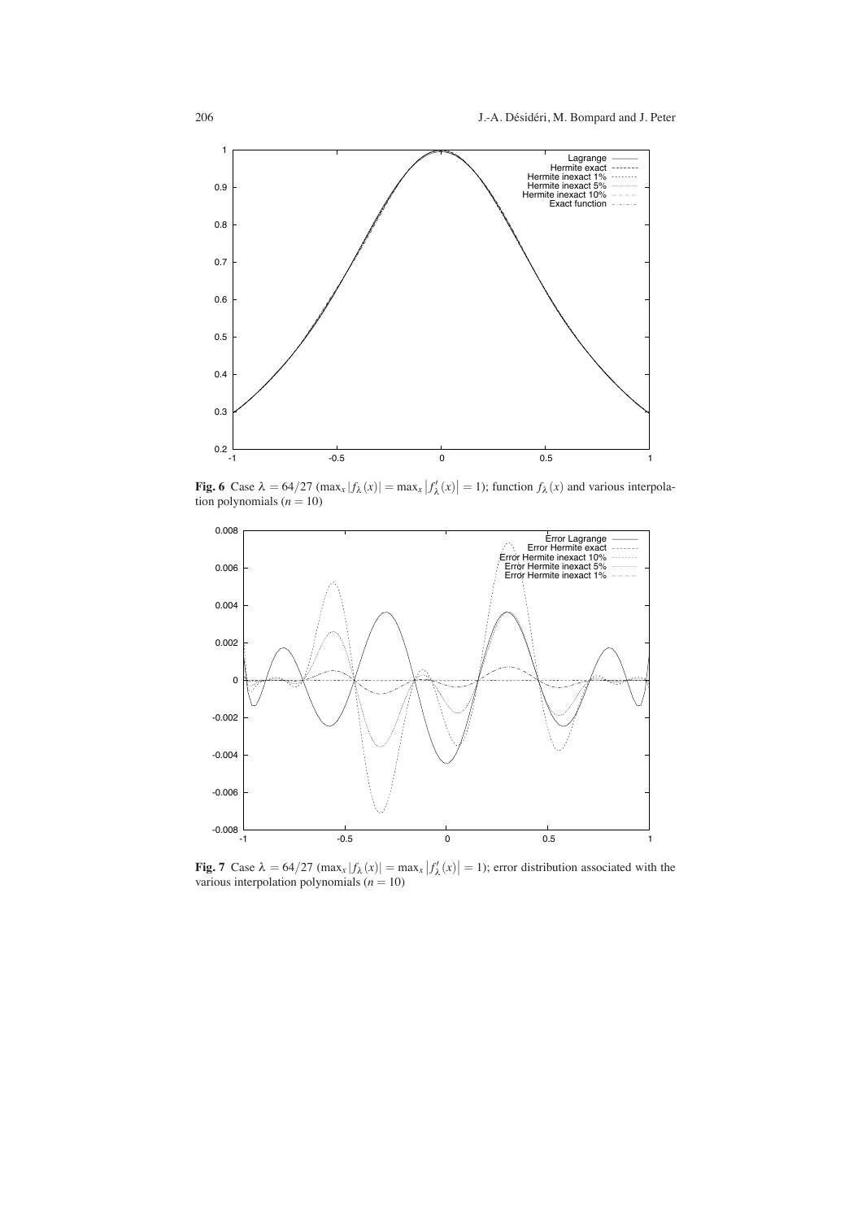**Fig. 6** Case $\lambda = 64/27$ ($\max_x |f_\lambda(x)| = \max_x |f'_\lambda(x)| = 1$); function $f_\lambda(x)$ and various interpolation polynomials ($n = 10$)

**Fig. 7** Case $\lambda = 64/27$ ($\max_x |f_\lambda(x)| = \max_x |f'_\lambda(x)| = 1$); error distribution associated with the various interpolation polynomials ($n = 10$)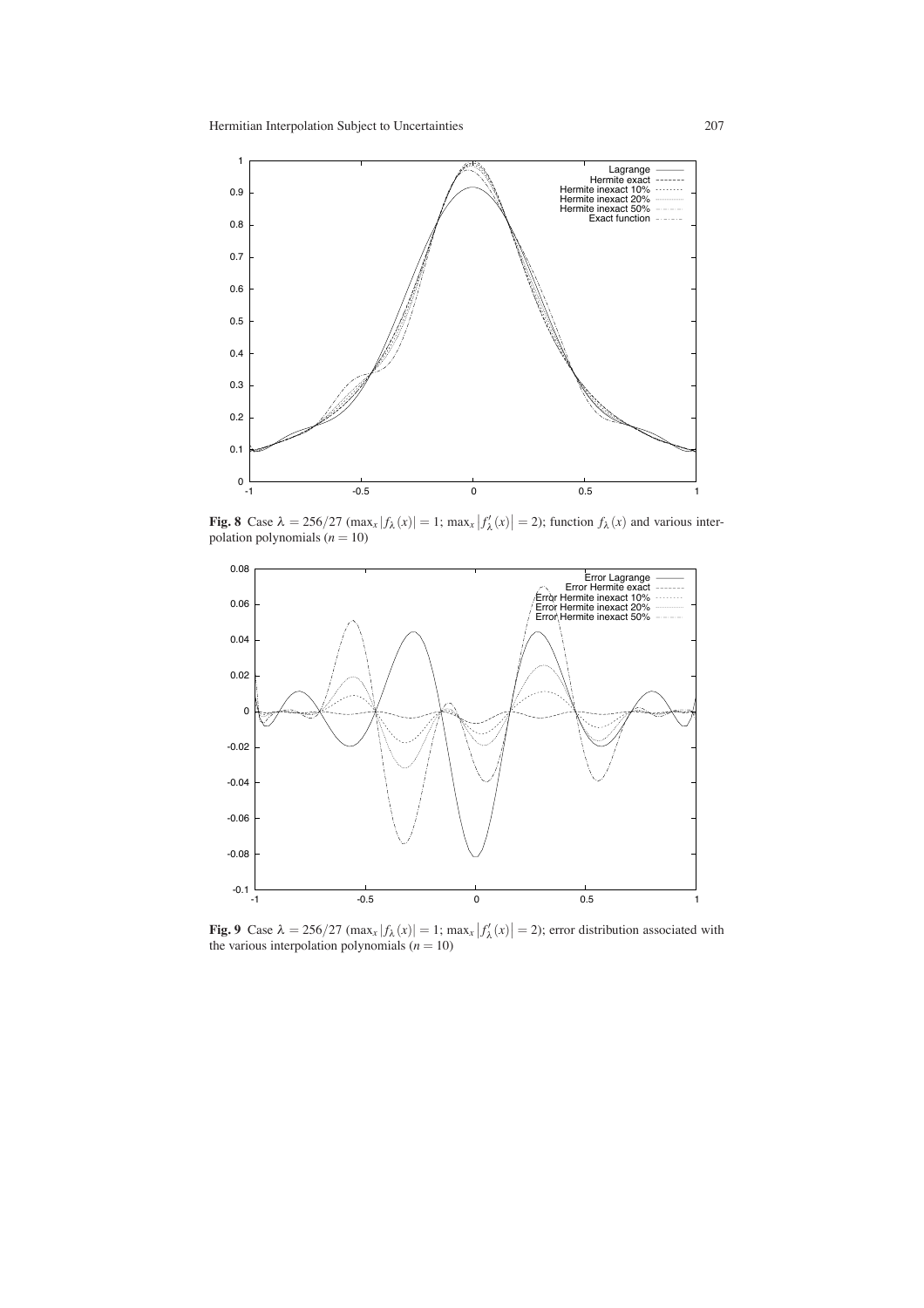**Fig. 8** Case $\lambda = 256/27$ ($\max_x |f_\lambda(x)| = 1$; $\max_x |f'_\lambda(x)| = 2$); function $f_\lambda(x)$ and various interpolation polynomials ($n = 10$)

**Fig. 9** Case $\lambda = 256/27$ ($\max_x |f_\lambda(x)| = 1$; $\max_x |f'_\lambda(x)| = 2$); error distribution associated with the various interpolation polynomials ($n = 10$)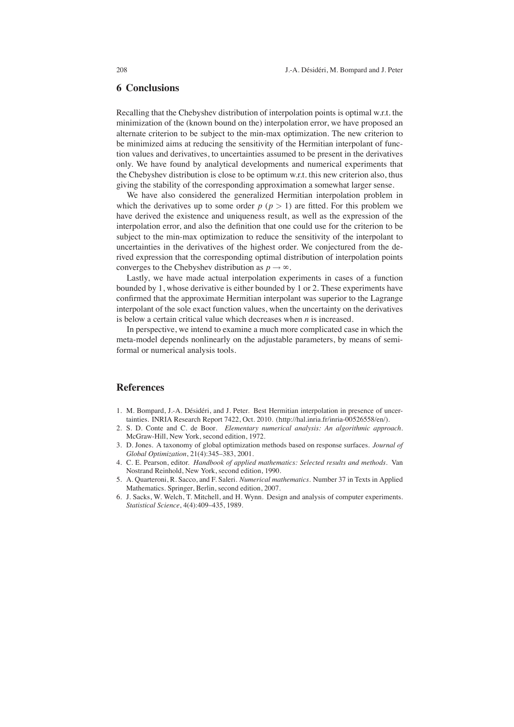## 6 Conclusions

Recalling that the Chebyshev distribution of interpolation points is optimal w.r.t. the minimization of the (known bound on the) interpolation error, we have proposed an alternate criterion to be subject to the min-max optimization. The new criterion to be minimized aims at reducing the sensitivity of the Hermitian interpolant of function values and derivatives, to uncertainties assumed to be present in the derivatives only. We have found by analytical developments and numerical experiments that the Chebyshev distribution is close to be optimum w.r.t. this new criterion also, thus giving the stability of the corresponding approximation a somewhat larger sense.

We have also considered the generalized Hermitian interpolation problem in which the derivatives up to some order $p$ ($p > 1$) are fitted. For this problem we have derived the existence and uniqueness result, as well as the expression of the interpolation error, and also the definition that one could use for the criterion to be subject to the min-max optimization to reduce the sensitivity of the interpolant to uncertainties in the derivatives of the highest order. We conjectured from the derived expression that the corresponding optimal distribution of interpolation points converges to the Chebyshev distribution as $p \to \infty$.

Lastly, we have made actual interpolation experiments in cases of a function bounded by 1, whose derivative is either bounded by 1 or 2. These experiments have confirmed that the approximate Hermitian interpolant was superior to the Lagrange interpolant of the sole exact function values, when the uncertainty on the derivatives is below a certain critical value which decreases when $n$ is increased.

In perspective, we intend to examine a much more complicated case in which the meta-model depends nonlinearly on the adjustable parameters, by means of semi-formal or numerical analysis tools.

## References

1. M. Bompard, J.-A. Désidéri, and J. Peter. Best Hermitian interpolation in presence of uncertainties. INRIA Research Report 7422, Oct. 2010. (http://hal.inria.fr/inria-00526558/en/).
2. S. D. Conte and C. de Boor. *Elementary numerical analysis: An algorithmic approach*. McGraw-Hill, New York, second edition, 1972.
3. D. Jones. A taxonomy of global optimization methods based on response surfaces. *Journal of Global Optimization*, 21(4):345–383, 2001.
4. C. E. Pearson, editor. *Handbook of applied mathematics: Selected results and methods*. Van Nostrand Reinhold, New York, second edition, 1990.
5. A. Quarteroni, R. Sacco, and F. Saleri. *Numerical mathematics*. Number 37 in Texts in Applied Mathematics. Springer, Berlin, second edition, 2007.
6. J. Sacks, W. Welch, T. Mitchell, and H. Wynn. Design and analysis of computer experiments. *Statistical Science*, 4(4):409–435, 1989.